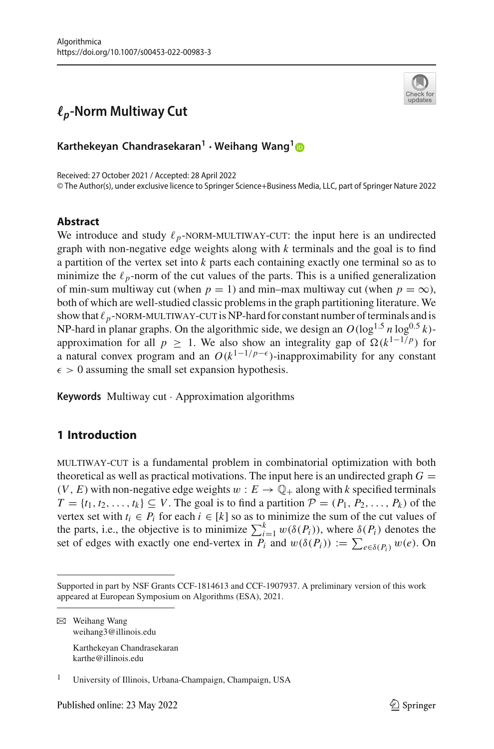# $\ell_p$-Norm Multiway Cut

**Karthekeyan Chandrasekaran[1] · Weihang Wang[1]**

Received: 27 October 2021 / Accepted: 28 April 2022
© The Author(s), under exclusive licence to Springer Science+Business Media, LLC, part of Springer Nature 2022

## Abstract

We introduce and study $\ell_p$-NORM-MULTIWAY-CUT: the input here is an undirected graph with non-negative edge weights along with $k$ terminals and the goal is to find a partition of the vertex set into $k$ parts each containing exactly one terminal so as to minimize the $\ell_p$-norm of the cut values of the parts. This is a unified generalization of min-sum multiway cut (when $p = 1$) and min–max multiway cut (when $p = \infty$), both of which are well-studied classic problems in the graph partitioning literature. We show that $\ell_p$-NORM-MULTIWAY-CUT is NP-hard for constant number of terminals and is NP-hard in planar graphs. On the algorithmic side, we design an $O(\log^{1.5} n \log^{0.5} k)$-approximation for all $p \geq 1$. We also show an integrality gap of $\Omega(k^{1-1/p})$ for a natural convex program and an $O(k^{1-1/p-\epsilon})$-inapproximability for any constant $\epsilon > 0$ assuming the small set expansion hypothesis.

**Keywords** Multiway cut · Approximation algorithms

## 1 Introduction

MULTIWAY-CUT is a fundamental problem in combinatorial optimization with both theoretical as well as practical motivations. The input here is an undirected graph $G = (V, E)$ with non-negative edge weights $w : E \to \mathbb{Q}_+$ along with $k$ specified terminals $T = \{t_1, t_2, \ldots, t_k\} \subseteq V$. The goal is to find a partition $\mathcal{P} = (P_1, P_2, \ldots, P_k)$ of the vertex set with $t_i \in P_i$ for each $i \in [k]$ so as to minimize the sum of the cut values of the parts, i.e., the objective is to minimize $\sum_{i=1}^{k} w(\delta(P_i))$, where $\delta(P_i)$ denotes the set of edges with exactly one end-vertex in $P_i$ and $w(\delta(P_i)) := \sum_{e \in \delta(P_i)} w(e)$. On

---

Supported in part by NSF Grants CCF-1814613 and CCF-1907937. A preliminary version of this work appeared at European Symposium on Algorithms (ESA), 2021.

✉ Weihang Wang
weihang3@illinois.edu

Karthekeyan Chandrasekaran
karthe@illinois.edu

[1] University of Illinois, Urbana-Champaign, Champaign, USA

Published online: 23 May 2022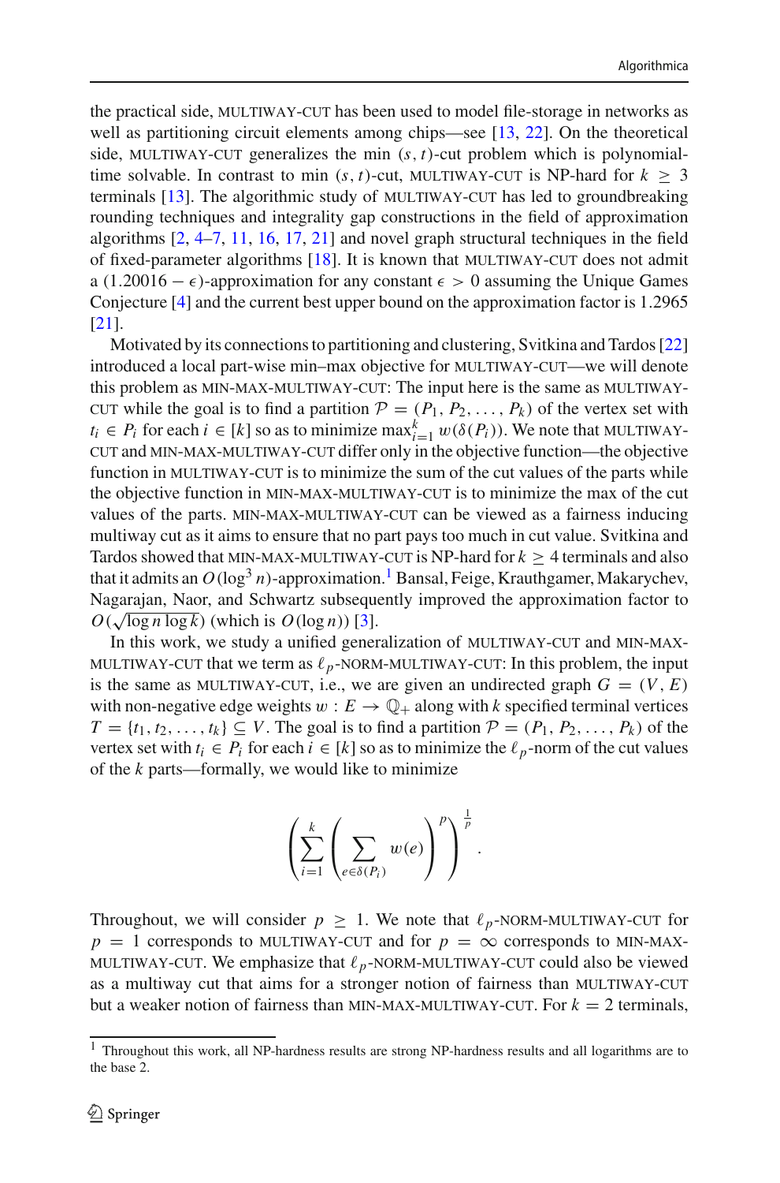the practical side, MULTIWAY-CUT has been used to model file-storage in networks as well as partitioning circuit elements among chips—see [13, 22]. On the theoretical side, MULTIWAY-CUT generalizes the min $(s, t)$-cut problem which is polynomial-time solvable. In contrast to min $(s, t)$-cut, MULTIWAY-CUT is NP-hard for $k \geq 3$ terminals [13]. The algorithmic study of MULTIWAY-CUT has led to groundbreaking rounding techniques and integrality gap constructions in the field of approximation algorithms [2, 4–7, 11, 16, 17, 21] and novel graph structural techniques in the field of fixed-parameter algorithms [18]. It is known that MULTIWAY-CUT does not admit a $(1.20016 - \epsilon)$-approximation for any constant $\epsilon > 0$ assuming the Unique Games Conjecture [4] and the current best upper bound on the approximation factor is 1.2965 [21].

Motivated by its connections to partitioning and clustering, Svitkina and Tardos [22] introduced a local part-wise min–max objective for MULTIWAY-CUT—we will denote this problem as MIN-MAX-MULTIWAY-CUT: The input here is the same as MULTIWAY-CUT while the goal is to find a partition $\mathcal{P} = (P_1, P_2, \ldots, P_k)$ of the vertex set with $t_i \in P_i$ for each $i \in [k]$ so as to minimize $\max_{i=1}^{k} w(\delta(P_i))$. We note that MULTIWAY-CUT and MIN-MAX-MULTIWAY-CUT differ only in the objective function—the objective function in MULTIWAY-CUT is to minimize the sum of the cut values of the parts while the objective function in MIN-MAX-MULTIWAY-CUT is to minimize the max of the cut values of the parts. MIN-MAX-MULTIWAY-CUT can be viewed as a fairness inducing multiway cut as it aims to ensure that no part pays too much in cut value. Svitkina and Tardos showed that MIN-MAX-MULTIWAY-CUT is NP-hard for $k \geq 4$ terminals and also that it admits an $O(\log^3 n)$-approximation.[1] Bansal, Feige, Krauthgamer, Makarychev, Nagarajan, Naor, and Schwartz subsequently improved the approximation factor to $O(\sqrt{\log n \log k})$ (which is $O(\log n)$) [3].

In this work, we study a unified generalization of MULTIWAY-CUT and MIN-MAX-MULTIWAY-CUT that we term as $\ell_p$-NORM-MULTIWAY-CUT: In this problem, the input is the same as MULTIWAY-CUT, i.e., we are given an undirected graph $G = (V, E)$ with non-negative edge weights $w : E \to \mathbb{Q}_+$ along with $k$ specified terminal vertices $T = \{t_1, t_2, \ldots, t_k\} \subseteq V$. The goal is to find a partition $\mathcal{P} = (P_1, P_2, \ldots, P_k)$ of the vertex set with $t_i \in P_i$ for each $i \in [k]$ so as to minimize the $\ell_p$-norm of the cut values of the $k$ parts—formally, we would like to minimize

$$\left( \sum_{i=1}^{k} \left( \sum_{e \in \delta(P_i)} w(e) \right)^{p} \right)^{\frac{1}{p}}.$$

Throughout, we will consider $p \geq 1$. We note that $\ell_p$-NORM-MULTIWAY-CUT for $p = 1$ corresponds to MULTIWAY-CUT and for $p = \infty$ corresponds to MIN-MAX-MULTIWAY-CUT. We emphasize that $\ell_p$-NORM-MULTIWAY-CUT could also be viewed as a multiway cut that aims for a stronger notion of fairness than MULTIWAY-CUT but a weaker notion of fairness than MIN-MAX-MULTIWAY-CUT. For $k = 2$ terminals,

[1] Throughout this work, all NP-hardness results are strong NP-hardness results and all logarithms are to the base 2.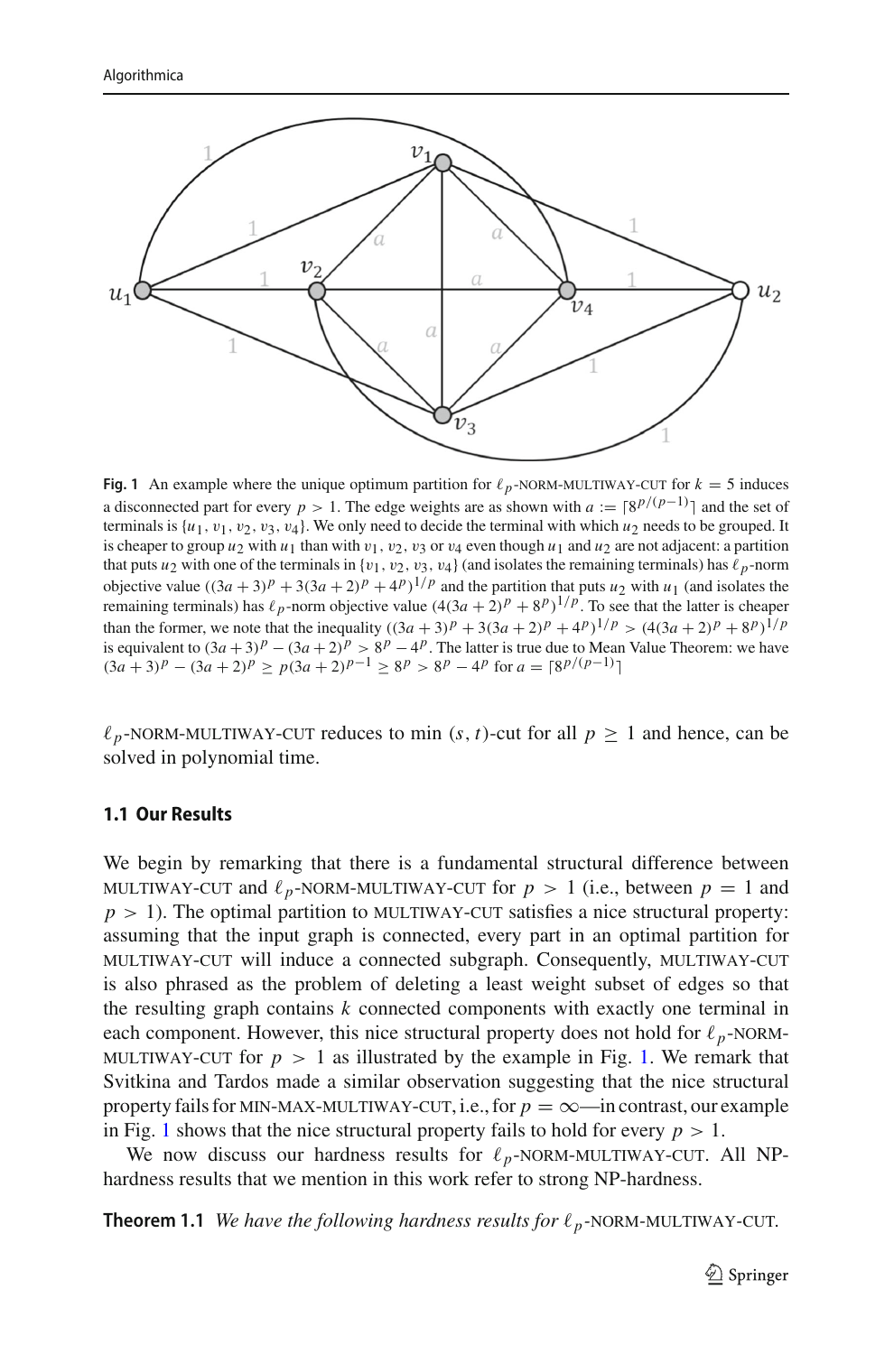**Fig. 1** An example where the unique optimum partition for $\ell_p$-NORM-MULTIWAY-CUT for $k = 5$ induces a disconnected part for every $p > 1$. The edge weights are as shown with $a := \lceil 8^{p/(p-1)} \rceil$ and the set of terminals is $\{u_1, v_1, v_2, v_3, v_4\}$. We only need to decide the terminal with which $u_2$ needs to be grouped. It is cheaper to group $u_2$ with $u_1$ than with $v_1$, $v_2$, $v_3$ or $v_4$ even though $u_1$ and $u_2$ are not adjacent: a partition that puts $u_2$ with one of the terminals in $\{v_1, v_2, v_3, v_4\}$ (and isolates the remaining terminals) has $\ell_p$-norm objective value $((3a+3)^p + 3(3a+2)^p + 4^p)^{1/p}$ and the partition that puts $u_2$ with $u_1$ (and isolates the remaining terminals) has $\ell_p$-norm objective value $(4(3a+2)^p + 8^p)^{1/p}$. To see that the latter is cheaper than the former, we note that the inequality $((3a+3)^p + 3(3a+2)^p + 4^p)^{1/p} > (4(3a+2)^p + 8^p)^{1/p}$ is equivalent to $(3a+3)^p - (3a+2)^p > 8^p - 4^p$. The latter is true due to Mean Value Theorem: we have $(3a+3)^p - (3a+2)^p \geq p(3a+2)^{p-1} \geq 8^p > 8^p - 4^p$ for $a = \lceil 8^{p/(p-1)} \rceil$

$\ell_p$-NORM-MULTIWAY-CUT reduces to min $(s, t)$-cut for all $p \geq 1$ and hence, can be solved in polynomial time.

### 1.1 Our Results

We begin by remarking that there is a fundamental structural difference between MULTIWAY-CUT and $\ell_p$-NORM-MULTIWAY-CUT for $p > 1$ (i.e., between $p = 1$ and $p > 1$). The optimal partition to MULTIWAY-CUT satisfies a nice structural property: assuming that the input graph is connected, every part in an optimal partition for MULTIWAY-CUT will induce a connected subgraph. Consequently, MULTIWAY-CUT is also phrased as the problem of deleting a least weight subset of edges so that the resulting graph contains $k$ connected components with exactly one terminal in each component. However, this nice structural property does not hold for $\ell_p$-NORM-MULTIWAY-CUT for $p > 1$ as illustrated by the example in Fig. 1. We remark that Svitkina and Tardos made a similar observation suggesting that the nice structural property fails for MIN-MAX-MULTIWAY-CUT, i.e., for $p = \infty$—in contrast, our example in Fig. 1 shows that the nice structural property fails to hold for every $p > 1$.

We now discuss our hardness results for $\ell_p$-NORM-MULTIWAY-CUT. All NP-hardness results that we mention in this work refer to strong NP-hardness.

**Theorem 1.1** *We have the following hardness results for $\ell_p$-NORM-MULTIWAY-CUT.*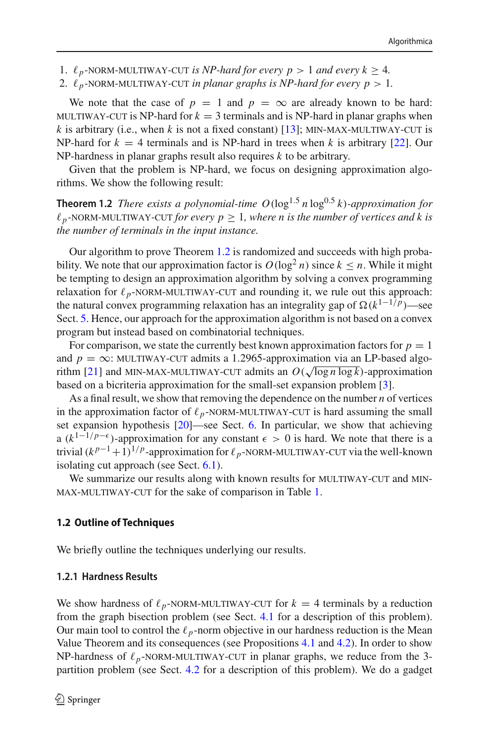1. $\ell_p$-NORM-MULTIWAY-CUT *is NP-hard for every* $p > 1$ *and every* $k \geq 4$.
2. $\ell_p$-NORM-MULTIWAY-CUT *in planar graphs is NP-hard for every* $p > 1$.

We note that the case of $p = 1$ and $p = \infty$ are already known to be hard: MULTIWAY-CUT is NP-hard for $k = 3$ terminals and is NP-hard in planar graphs when $k$ is arbitrary (i.e., when $k$ is not a fixed constant) [13]; MIN-MAX-MULTIWAY-CUT is NP-hard for $k = 4$ terminals and is NP-hard in trees when $k$ is arbitrary [22]. Our NP-hardness in planar graphs result also requires $k$ to be arbitrary.

Given that the problem is NP-hard, we focus on designing approximation algorithms. We show the following result:

**Theorem 1.2** *There exists a polynomial-time* $O(\log^{1.5} n \log^{0.5} k)$*-approximation for* $\ell_p$-NORM-MULTIWAY-CUT *for every* $p \geq 1$*, where n is the number of vertices and k is the number of terminals in the input instance.*

Our algorithm to prove Theorem 1.2 is randomized and succeeds with high probability. We note that our approximation factor is $O(\log^2 n)$ since $k \leq n$. While it might be tempting to design an approximation algorithm by solving a convex programming relaxation for $\ell_p$-NORM-MULTIWAY-CUT and rounding it, we rule out this approach: the natural convex programming relaxation has an integrality gap of $\Omega(k^{1-1/p})$—see Sect. 5. Hence, our approach for the approximation algorithm is not based on a convex program but instead based on combinatorial techniques.

For comparison, we state the currently best known approximation factors for $p = 1$ and $p = \infty$: MULTIWAY-CUT admits a 1.2965-approximation via an LP-based algorithm [21] and MIN-MAX-MULTIWAY-CUT admits an $O(\sqrt{\log n \log k})$-approximation based on a bicriteria approximation for the small-set expansion problem [3].

As a final result, we show that removing the dependence on the number $n$ of vertices in the approximation factor of $\ell_p$-NORM-MULTIWAY-CUT is hard assuming the small set expansion hypothesis [20]—see Sect. 6. In particular, we show that achieving a $(k^{1-1/p-\epsilon})$-approximation for any constant $\epsilon > 0$ is hard. We note that there is a trivial $(k^{p-1}+1)^{1/p}$-approximation for $\ell_p$-NORM-MULTIWAY-CUT via the well-known isolating cut approach (see Sect. 6.1).

We summarize our results along with known results for MULTIWAY-CUT and MIN-MAX-MULTIWAY-CUT for the sake of comparison in Table 1.

### 1.2 Outline of Techniques

We briefly outline the techniques underlying our results.

#### 1.2.1 Hardness Results

We show hardness of $\ell_p$-NORM-MULTIWAY-CUT for $k = 4$ terminals by a reduction from the graph bisection problem (see Sect. 4.1 for a description of this problem). Our main tool to control the $\ell_p$-norm objective in our hardness reduction is the Mean Value Theorem and its consequences (see Propositions 4.1 and 4.2). In order to show NP-hardness of $\ell_p$-NORM-MULTIWAY-CUT in planar graphs, we reduce from the 3-partition problem (see Sect. 4.2 for a description of this problem). We do a gadget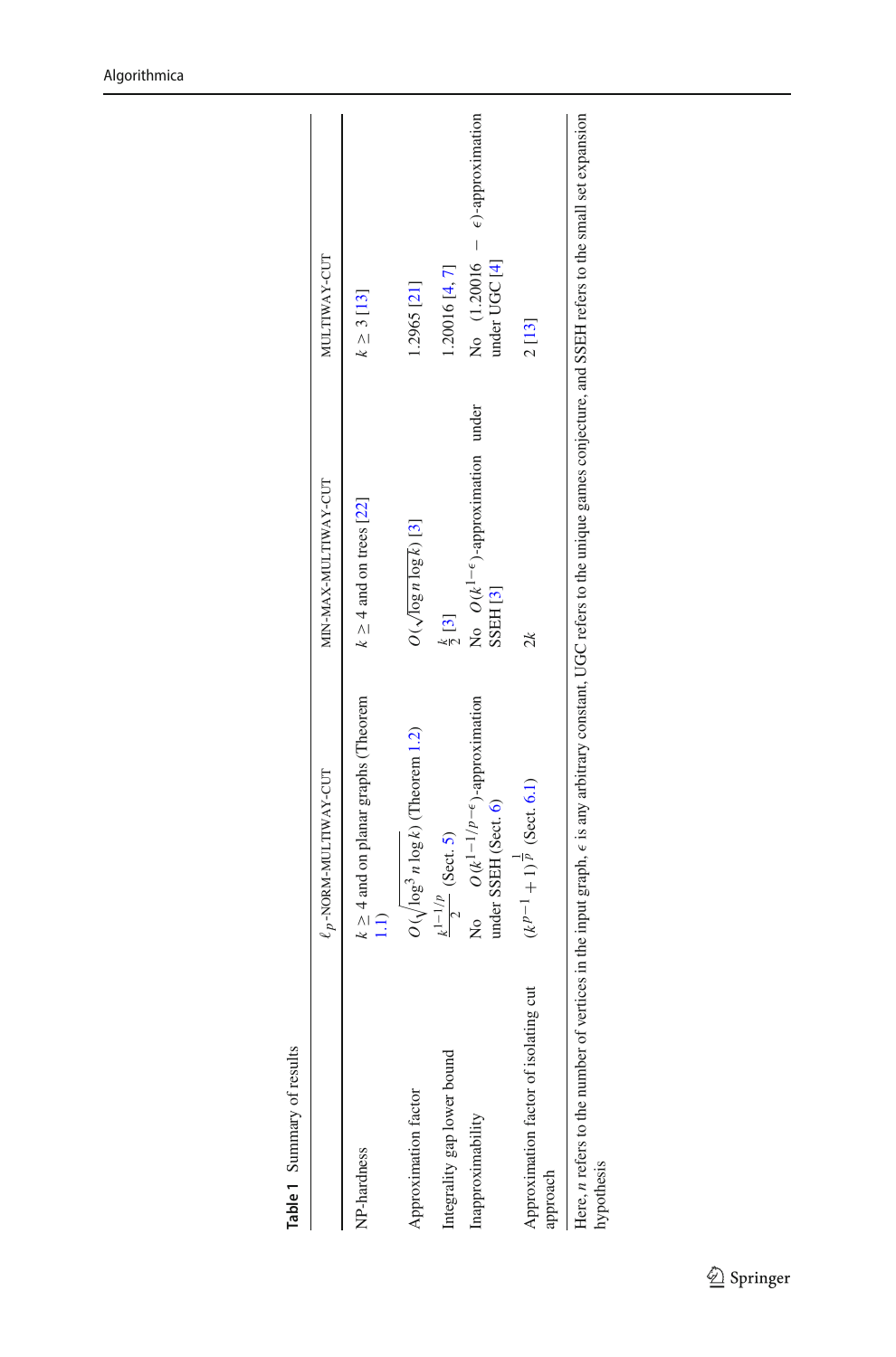**Table 1** Summary of results

| | $\ell_p$-NORM-MULTIWAY-CUT | MIN-MAX-MULTIWAY-CUT | MULTIWAY-CUT |
|---|---|---|---|
| NP-hardness | $k \geq 4$ and on planar graphs (Theorem 1.1) | $k \geq 4$ and on trees [22] | $k \geq 3$ [13] |
| Approximation factor | $O(\sqrt{\log^3 n \log k})$ (Theorem 1.2) | $O(\sqrt{\log n \log k})$ [3] | 1.2965 [21] |
| Integrality gap lower bound | $\frac{k^{1-1/p}}{2}$ (Sect. 5) | $\frac{k}{2}$ [3] | 1.20016 [4, 7] |
| Inapproximability | No $O(k^{1-1/p-\epsilon})$-approximation under SSEH (Sect. 6) | No $O(k^{1-\epsilon})$-approximation under SSEH [3] | No $(1.20016 - \epsilon)$-approximation under UGC [4] |
| Approximation factor of isolating cut approach | $(k^{p-1}+1)^{\frac{1}{p}}$ (Sect. 6.1) | $2k$ | 2 [13] |

Here, $n$ refers to the number of vertices in the input graph, $\epsilon$ is any arbitrary constant, UGC refers to the unique games conjecture, and SSEH refers to the small set expansion hypothesis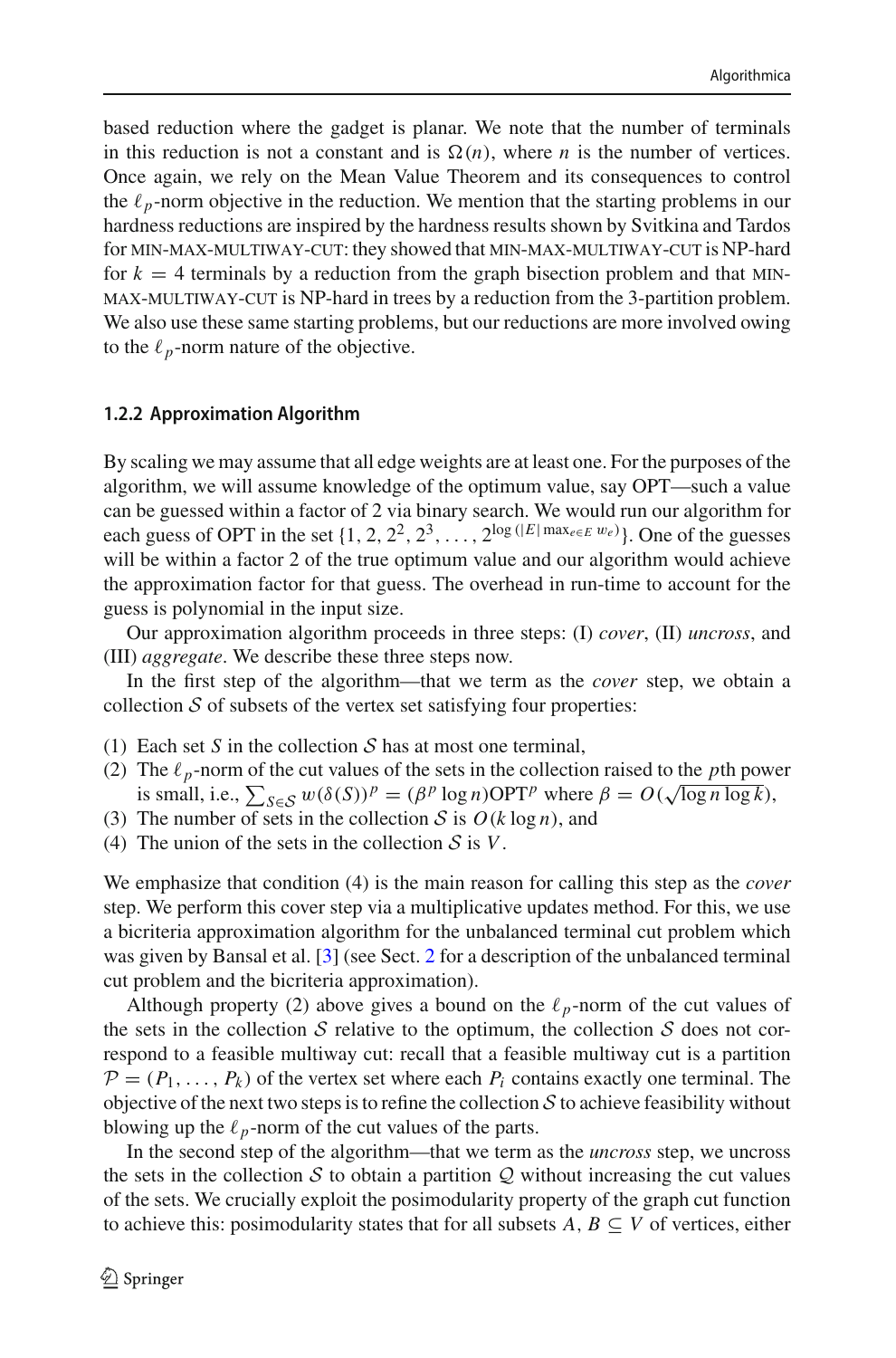based reduction where the gadget is planar. We note that the number of terminals in this reduction is not a constant and is $\Omega(n)$, where $n$ is the number of vertices. Once again, we rely on the Mean Value Theorem and its consequences to control the $\ell_p$-norm objective in the reduction. We mention that the starting problems in our hardness reductions are inspired by the hardness results shown by Svitkina and Tardos for MIN-MAX-MULTIWAY-CUT: they showed that MIN-MAX-MULTIWAY-CUT is NP-hard for $k = 4$ terminals by a reduction from the graph bisection problem and that MIN-MAX-MULTIWAY-CUT is NP-hard in trees by a reduction from the 3-partition problem. We also use these same starting problems, but our reductions are more involved owing to the $\ell_p$-norm nature of the objective.

### 1.2.2 Approximation Algorithm

By scaling we may assume that all edge weights are at least one. For the purposes of the algorithm, we will assume knowledge of the optimum value, say OPT—such a value can be guessed within a factor of 2 via binary search. We would run our algorithm for each guess of OPT in the set $\{1, 2, 2^2, 2^3, \ldots, 2^{\log(|E| \max_{e \in E} w_e)}\}$. One of the guesses will be within a factor 2 of the true optimum value and our algorithm would achieve the approximation factor for that guess. The overhead in run-time to account for the guess is polynomial in the input size.

Our approximation algorithm proceeds in three steps: (I) *cover*, (II) *uncross*, and (III) *aggregate*. We describe these three steps now.

In the first step of the algorithm—that we term as the *cover* step, we obtain a collection $\mathcal{S}$ of subsets of the vertex set satisfying four properties:

(1) Each set $S$ in the collection $\mathcal{S}$ has at most one terminal,
(2) The $\ell_p$-norm of the cut values of the sets in the collection raised to the $p$th power is small, i.e., $\sum_{S \in \mathcal{S}} w(\delta(S))^p = (\beta^p \log n)\text{OPT}^p$ where $\beta = O(\sqrt{\log n \log k})$,
(3) The number of sets in the collection $\mathcal{S}$ is $O(k \log n)$, and
(4) The union of the sets in the collection $\mathcal{S}$ is $V$.

We emphasize that condition (4) is the main reason for calling this step as the *cover* step. We perform this cover step via a multiplicative updates method. For this, we use a bicriteria approximation algorithm for the unbalanced terminal cut problem which was given by Bansal et al. [3] (see Sect. 2 for a description of the unbalanced terminal cut problem and the bicriteria approximation).

Although property (2) above gives a bound on the $\ell_p$-norm of the cut values of the sets in the collection $\mathcal{S}$ relative to the optimum, the collection $\mathcal{S}$ does not correspond to a feasible multiway cut: recall that a feasible multiway cut is a partition $\mathcal{P} = (P_1, \ldots, P_k)$ of the vertex set where each $P_i$ contains exactly one terminal. The objective of the next two steps is to refine the collection $\mathcal{S}$ to achieve feasibility without blowing up the $\ell_p$-norm of the cut values of the parts.

In the second step of the algorithm—that we term as the *uncross* step, we uncross the sets in the collection $\mathcal{S}$ to obtain a partition $\mathcal{Q}$ without increasing the cut values of the sets. We crucially exploit the posimodularity property of the graph cut function to achieve this: posimodularity states that for all subsets $A, B \subseteq V$ of vertices, either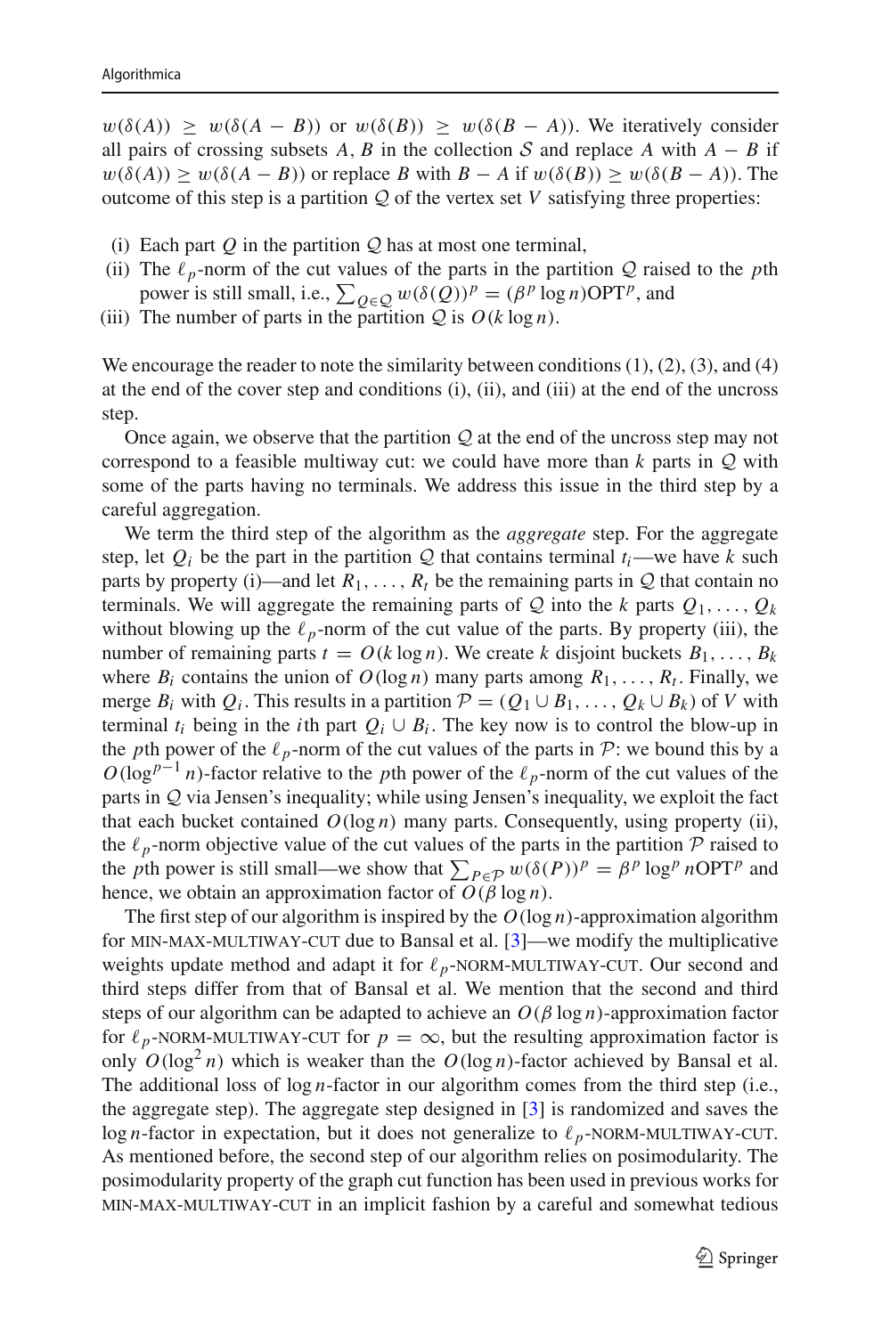$w(\delta(A)) \geq w(\delta(A - B))$ or $w(\delta(B)) \geq w(\delta(B - A))$). We iteratively consider all pairs of crossing subsets $A, B$ in the collection $\mathcal{S}$ and replace $A$ with $A - B$ if $w(\delta(A)) \geq w(\delta(A - B))$ or replace $B$ with $B - A$ if $w(\delta(B)) \geq w(\delta(B - A))$. The outcome of this step is a partition $\mathcal{Q}$ of the vertex set $V$ satisfying three properties:

(i) Each part $Q$ in the partition $\mathcal{Q}$ has at most one terminal,
(ii) The $\ell_p$-norm of the cut values of the parts in the partition $\mathcal{Q}$ raised to the $p$th power is still small, i.e., $\sum_{Q \in \mathcal{Q}} w(\delta(Q))^p = (\beta^p \log n)\text{OPT}^p$, and
(iii) The number of parts in the partition $\mathcal{Q}$ is $O(k \log n)$.

We encourage the reader to note the similarity between conditions (1), (2), (3), and (4) at the end of the cover step and conditions (i), (ii), and (iii) at the end of the uncross step.

Once again, we observe that the partition $\mathcal{Q}$ at the end of the uncross step may not correspond to a feasible multiway cut: we could have more than $k$ parts in $\mathcal{Q}$ with some of the parts having no terminals. We address this issue in the third step by a careful aggregation.

We term the third step of the algorithm as the *aggregate* step. For the aggregate step, let $Q_i$ be the part in the partition $\mathcal{Q}$ that contains terminal $t_i$—we have $k$ such parts by property (i)—and let $R_1, \ldots, R_t$ be the remaining parts in $\mathcal{Q}$ that contain no terminals. We will aggregate the remaining parts of $\mathcal{Q}$ into the $k$ parts $Q_1, \ldots, Q_k$ without blowing up the $\ell_p$-norm of the cut value of the parts. By property (iii), the number of remaining parts $t = O(k \log n)$. We create $k$ disjoint buckets $B_1, \ldots, B_k$ where $B_i$ contains the union of $O(\log n)$ many parts among $R_1, \ldots, R_t$. Finally, we merge $B_i$ with $Q_i$. This results in a partition $\mathcal{P} = (Q_1 \cup B_1, \ldots, Q_k \cup B_k)$ of $V$ with terminal $t_i$ being in the $i$th part $Q_i \cup B_i$. The key now is to control the blow-up in the $p$th power of the $\ell_p$-norm of the cut values of the parts in $\mathcal{P}$: we bound this by a $O(\log^{p-1} n)$-factor relative to the $p$th power of the $\ell_p$-norm of the cut values of the parts in $\mathcal{Q}$ via Jensen's inequality; while using Jensen's inequality, we exploit the fact that each bucket contained $O(\log n)$ many parts. Consequently, using property (ii), the $\ell_p$-norm objective value of the cut values of the parts in the partition $\mathcal{P}$ raised to the $p$th power is still small—we show that $\sum_{P \in \mathcal{P}} w(\delta(P))^p = \beta^p \log^p n\text{OPT}^p$ and hence, we obtain an approximation factor of $O(\beta \log n)$.

The first step of our algorithm is inspired by the $O(\log n)$-approximation algorithm for MIN-MAX-MULTIWAY-CUT due to Bansal et al. [3]—we modify the multiplicative weights update method and adapt it for $\ell_p$-NORM-MULTIWAY-CUT. Our second and third steps differ from that of Bansal et al. We mention that the second and third steps of our algorithm can be adapted to achieve an $O(\beta \log n)$-approximation factor for $\ell_p$-NORM-MULTIWAY-CUT for $p = \infty$, but the resulting approximation factor is only $O(\log^2 n)$ which is weaker than the $O(\log n)$-factor achieved by Bansal et al. The additional loss of $\log n$-factor in our algorithm comes from the third step (i.e., the aggregate step). The aggregate step designed in [3] is randomized and saves the $\log n$-factor in expectation, but it does not generalize to $\ell_p$-NORM-MULTIWAY-CUT. As mentioned before, the second step of our algorithm relies on posimodularity. The posimodularity property of the graph cut function has been used in previous works for MIN-MAX-MULTIWAY-CUT in an implicit fashion by a careful and somewhat tedious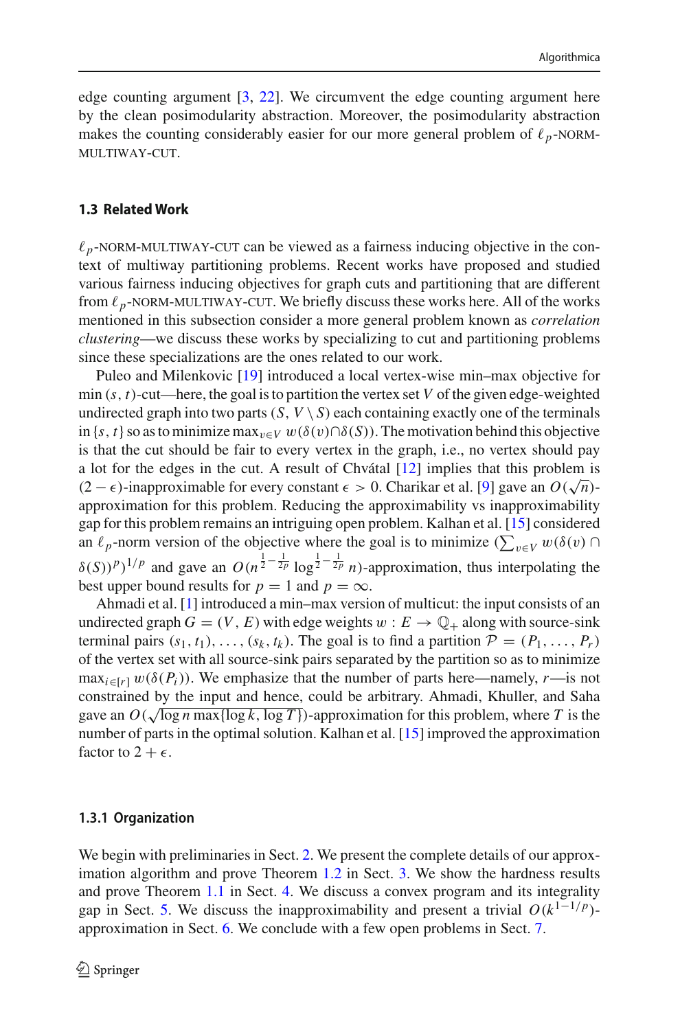edge counting argument [3, 22]. We circumvent the edge counting argument here by the clean posimodularity abstraction. Moreover, the posimodularity abstraction makes the counting considerably easier for our more general problem of $\ell_p$-NORM-MULTIWAY-CUT.

### 1.3 Related Work

$\ell_p$-NORM-MULTIWAY-CUT can be viewed as a fairness inducing objective in the context of multiway partitioning problems. Recent works have proposed and studied various fairness inducing objectives for graph cuts and partitioning that are different from $\ell_p$-NORM-MULTIWAY-CUT. We briefly discuss these works here. All of the works mentioned in this subsection consider a more general problem known as *correlation clustering*—we discuss these works by specializing to cut and partitioning problems since these specializations are the ones related to our work.

Puleo and Milenkovic [19] introduced a local vertex-wise min–max objective for min $(s,t)$-cut—here, the goal is to partition the vertex set $V$ of the given edge-weighted undirected graph into two parts $(S, V \setminus S)$ each containing exactly one of the terminals in $\{s,t\}$ so as to minimize $\max_{v\in V} w(\delta(v)\cap\delta(S))$. The motivation behind this objective is that the cut should be fair to every vertex in the graph, i.e., no vertex should pay a lot for the edges in the cut. A result of Chvátal [12] implies that this problem is $(2-\epsilon)$-inapproximable for every constant $\epsilon > 0$. Charikar et al. [9] gave an $O(\sqrt{n})$-approximation for this problem. Reducing the approximability vs inapproximability gap for this problem remains an intriguing open problem. Kalhan et al. [15] considered an $\ell_p$-norm version of the objective where the goal is to minimize $(\sum_{v\in V} w(\delta(v)\cap\delta(S))^p)^{1/p}$ and gave an $O(n^{\frac{1}{2}-\frac{1}{2p}}\log^{\frac{1}{2}-\frac{1}{2p}} n)$-approximation, thus interpolating the best upper bound results for $p = 1$ and $p = \infty$.

Ahmadi et al. [1] introduced a min–max version of multicut: the input consists of an undirected graph $G = (V, E)$ with edge weights $w : E \to \mathbb{Q}_+$ along with source-sink terminal pairs $(s_1, t_1), \ldots, (s_k, t_k)$. The goal is to find a partition $\mathcal{P} = (P_1, \ldots, P_r)$ of the vertex set with all source-sink pairs separated by the partition so as to minimize $\max_{i\in[r]} w(\delta(P_i))$. We emphasize that the number of parts here—namely, $r$—is not constrained by the input and hence, could be arbitrary. Ahmadi, Khuller, and Saha gave an $O(\sqrt{\log n \max\{\log k, \log T\}})$-approximation for this problem, where $T$ is the number of parts in the optimal solution. Kalhan et al. [15] improved the approximation factor to $2+\epsilon$.

#### 1.3.1 Organization

We begin with preliminaries in Sect. 2. We present the complete details of our approximation algorithm and prove Theorem 1.2 in Sect. 3. We show the hardness results and prove Theorem 1.1 in Sect. 4. We discuss a convex program and its integrality gap in Sect. 5. We discuss the inapproximability and present a trivial $O(k^{1-1/p})$-approximation in Sect. 6. We conclude with a few open problems in Sect. 7.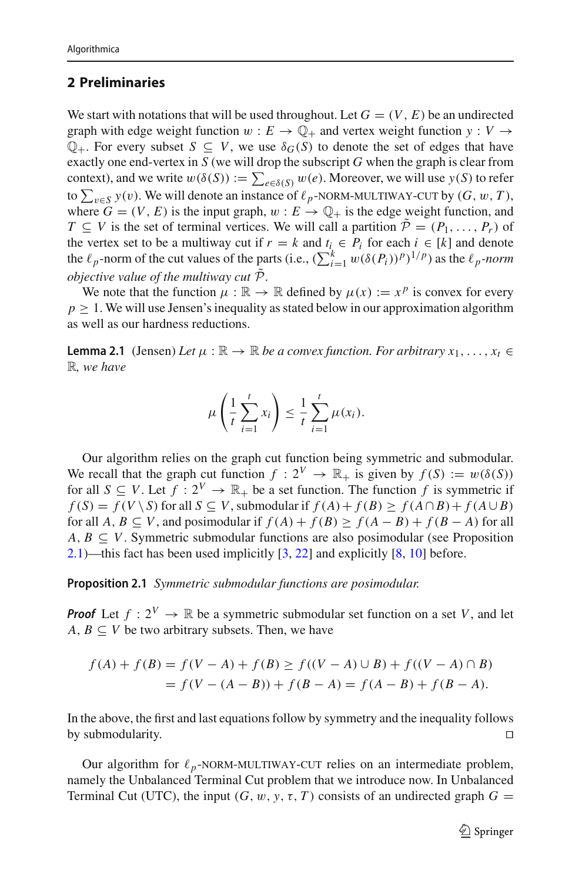## 2 Preliminaries

We start with notations that will be used throughout. Let $G = (V, E)$ be an undirected graph with edge weight function $w : E \to \mathbb{Q}_+$ and vertex weight function $y : V \to \mathbb{Q}_+$. For every subset $S \subseteq V$, we use $\delta_G(S)$ to denote the set of edges that have exactly one end-vertex in $S$ (we will drop the subscript $G$ when the graph is clear from context), and we write $w(\delta(S)) := \sum_{e \in \delta(S)} w(e)$. Moreover, we will use $y(S)$ to refer to $\sum_{v \in S} y(v)$. We will denote an instance of $\ell_p$-NORM-MULTIWAY-CUT by $(G, w, T)$, where $G = (V, E)$ is the input graph, $w : E \to \mathbb{Q}_+$ is the edge weight function, and $T \subseteq V$ is the set of terminal vertices. We will call a partition $\tilde{\mathcal{P}} = (P_1, \ldots, P_r)$ of the vertex set to be a multiway cut if $r = k$ and $t_i \in P_i$ for each $i \in [k]$ and denote the $\ell_p$-norm of the cut values of the parts (i.e., $(\sum_{i=1}^{k} w(\delta(P_i))^p)^{1/p}$) as the *$\ell_p$-norm objective value of the multiway cut* $\tilde{\mathcal{P}}$.

We note that the function $\mu : \mathbb{R} \to \mathbb{R}$ defined by $\mu(x) := x^p$ is convex for every $p \geq 1$. We will use Jensen's inequality as stated below in our approximation algorithm as well as our hardness reductions.

**Lemma 2.1** (Jensen) *Let $\mu : \mathbb{R} \to \mathbb{R}$ be a convex function. For arbitrary $x_1, \ldots, x_t \in \mathbb{R}$, we have*

$$\mu\left(\frac{1}{t}\sum_{i=1}^{t} x_i\right) \leq \frac{1}{t}\sum_{i=1}^{t} \mu(x_i).$$

Our algorithm relies on the graph cut function being symmetric and submodular. We recall that the graph cut function $f : 2^V \to \mathbb{R}_+$ is given by $f(S) := w(\delta(S))$ for all $S \subseteq V$. Let $f : 2^V \to \mathbb{R}_+$ be a set function. The function $f$ is symmetric if $f(S) = f(V \setminus S)$ for all $S \subseteq V$, submodular if $f(A) + f(B) \geq f(A \cap B) + f(A \cup B)$ for all $A, B \subseteq V$, and posimodular if $f(A) + f(B) \geq f(A - B) + f(B - A)$ for all $A, B \subseteq V$. Symmetric submodular functions are also posimodular (see Proposition 2.1)—this fact has been used implicitly [3, 22] and explicitly [8, 10] before.

**Proposition 2.1** *Symmetric submodular functions are posimodular.*

***Proof*** Let $f : 2^V \to \mathbb{R}$ be a symmetric submodular set function on a set $V$, and let $A, B \subseteq V$ be two arbitrary subsets. Then, we have

$$\begin{aligned} f(A) + f(B) &= f(V - A) + f(B) \geq f((V - A) \cup B) + f((V - A) \cap B) \\ &= f(V - (A - B)) + f(B - A) = f(A - B) + f(B - A). \end{aligned}$$

In the above, the first and last equations follow by symmetry and the inequality follows by submodularity. □

Our algorithm for $\ell_p$-NORM-MULTIWAY-CUT relies on an intermediate problem, namely the Unbalanced Terminal Cut problem that we introduce now. In Unbalanced Terminal Cut (UTC), the input $(G, w, y, \tau, T)$ consists of an undirected graph $G =$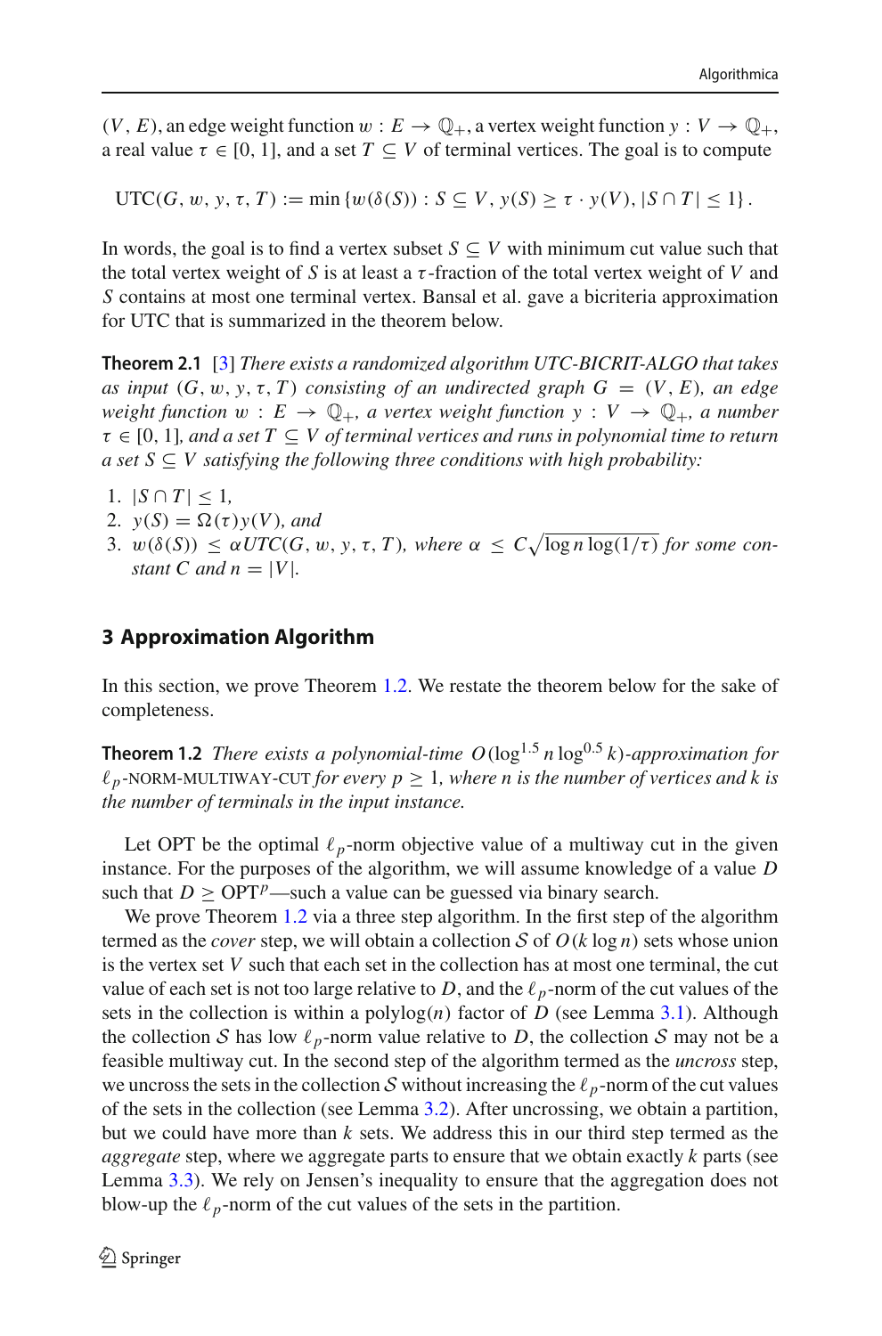$(V, E)$, an edge weight function $w : E \to \mathbb{Q}_+$, a vertex weight function $y : V \to \mathbb{Q}_+$, a real value $\tau \in [0, 1]$, and a set $T \subseteq V$ of terminal vertices. The goal is to compute

$$\text{UTC}(G, w, y, \tau, T) := \min \{w(\delta(S)) : S \subseteq V, y(S) \geq \tau \cdot y(V), |S \cap T| \leq 1\}.$$

In words, the goal is to find a vertex subset $S \subseteq V$ with minimum cut value such that the total vertex weight of $S$ is at least a $\tau$-fraction of the total vertex weight of $V$ and $S$ contains at most one terminal vertex. Bansal et al. gave a bicriteria approximation for UTC that is summarized in the theorem below.

**Theorem 2.1** [3] *There exists a randomized algorithm UTC-BICRIT-ALGO that takes as input $(G, w, y, \tau, T)$ consisting of an undirected graph $G = (V, E)$, an edge weight function $w : E \to \mathbb{Q}_+$, a vertex weight function $y : V \to \mathbb{Q}_+$, a number $\tau \in [0, 1]$, and a set $T \subseteq V$ of terminal vertices and runs in polynomial time to return a set $S \subseteq V$ satisfying the following three conditions with high probability:*

1. $|S \cap T| \leq 1$,
2. $y(S) = \Omega(\tau) y(V)$, *and*
3. $w(\delta(S)) \leq \alpha UTC(G, w, y, \tau, T)$, *where $\alpha \leq C\sqrt{\log n \log(1/\tau)}$ for some constant $C$ and $n = |V|$.*

## 3 Approximation Algorithm

In this section, we prove Theorem 1.2. We restate the theorem below for the sake of completeness.

**Theorem 1.2** *There exists a polynomial-time $O(\log^{1.5} n \log^{0.5} k)$-approximation for $\ell_p$-NORM-MULTIWAY-CUT for every $p \geq 1$, where $n$ is the number of vertices and $k$ is the number of terminals in the input instance.*

Let OPT be the optimal $\ell_p$-norm objective value of a multiway cut in the given instance. For the purposes of the algorithm, we will assume knowledge of a value $D$ such that $D \geq \text{OPT}^p$—such a value can be guessed via binary search.

We prove Theorem 1.2 via a three step algorithm. In the first step of the algorithm termed as the *cover* step, we will obtain a collection $\mathcal{S}$ of $O(k \log n)$ sets whose union is the vertex set $V$ such that each set in the collection has at most one terminal, the cut value of each set is not too large relative to $D$, and the $\ell_p$-norm of the cut values of the sets in the collection is within a polylog$(n)$ factor of $D$ (see Lemma 3.1). Although the collection $\mathcal{S}$ has low $\ell_p$-norm value relative to $D$, the collection $\mathcal{S}$ may not be a feasible multiway cut. In the second step of the algorithm termed as the *uncross* step, we uncross the sets in the collection $\mathcal{S}$ without increasing the $\ell_p$-norm of the cut values of the sets in the collection (see Lemma 3.2). After uncrossing, we obtain a partition, but we could have more than $k$ sets. We address this in our third step termed as the *aggregate* step, where we aggregate parts to ensure that we obtain exactly $k$ parts (see Lemma 3.3). We rely on Jensen's inequality to ensure that the aggregation does not blow-up the $\ell_p$-norm of the cut values of the sets in the partition.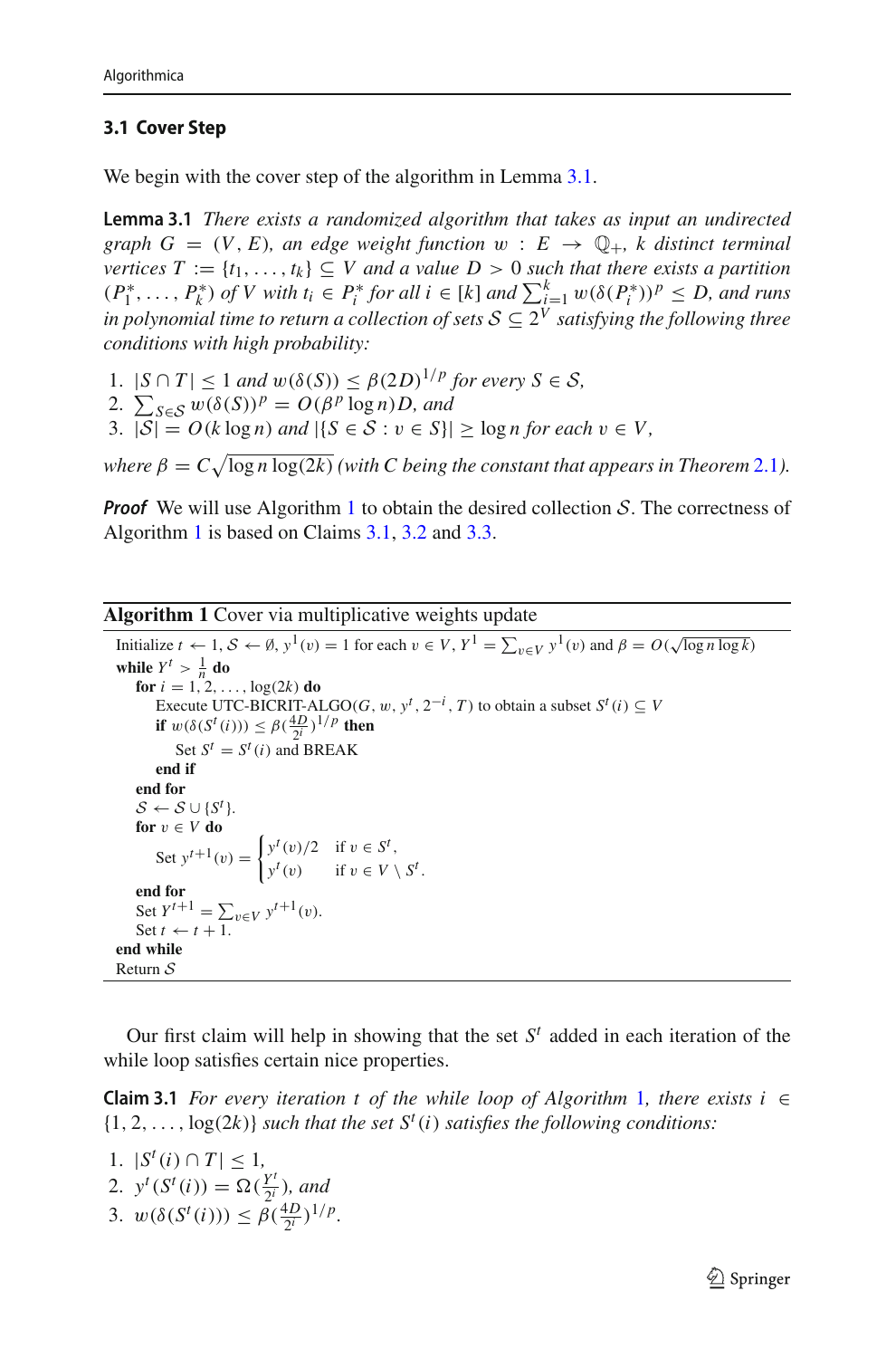### 3.1 Cover Step

We begin with the cover step of the algorithm in Lemma 3.1.

**Lemma 3.1** *There exists a randomized algorithm that takes as input an undirected graph $G = (V, E)$, an edge weight function $w : E \to \mathbb{Q}_+$, $k$ distinct terminal vertices $T := \{t_1, \ldots, t_k\} \subseteq V$ and a value $D > 0$ such that there exists a partition $(P_1^*, \ldots, P_k^*)$ of $V$ with $t_i \in P_i^*$ for all $i \in [k]$ and $\sum_{i=1}^k w(\delta(P_i^*))^p \leq D$, and runs in polynomial time to return a collection of sets $\mathcal{S} \subseteq 2^V$ satisfying the following three conditions with high probability:*

1. $|S \cap T| \leq 1$ *and* $w(\delta(S)) \leq \beta(2D)^{1/p}$ *for every* $S \in \mathcal{S}$,
2. $\sum_{S \in \mathcal{S}} w(\delta(S))^p = O(\beta^p \log n)D$, *and*
3. $|\mathcal{S}| = O(k \log n)$ *and* $|\{S \in \mathcal{S} : v \in S\}| \geq \log n$ *for each* $v \in V$,

*where* $\beta = C\sqrt{\log n \log(2k)}$ *(with* $C$ *being the constant that appears in Theorem 2.1).*

***Proof*** We will use Algorithm 1 to obtain the desired collection $\mathcal{S}$. The correctness of Algorithm 1 is based on Claims 3.1, 3.2 and 3.3.

**Algorithm 1** Cover via multiplicative weights update

```
Initialize t ← 1, S ← ∅, y^1(v) = 1 for each v ∈ V, Y^1 = Σ_{v∈V} y^1(v) and β = O(√(log n log k))
while Y^t > 1/n do
    for i = 1, 2, ..., log(2k) do
        Execute UTC-BICRIT-ALGO(G, w, y^t, 2^{-i}, T) to obtain a subset S^t(i) ⊆ V
        if w(δ(S^t(i))) ≤ β(4D/2^i)^{1/p} then
            Set S^t = S^t(i) and BREAK
        end if
    end for
    S ← S ∪ {S^t}.
    for v ∈ V do
        Set y^{t+1}(v) = { y^t(v)/2   if v ∈ S^t,
                         { y^t(v)     if v ∈ V \ S^t.
    end for
    Set Y^{t+1} = Σ_{v∈V} y^{t+1}(v).
    Set t ← t + 1.
end while
Return S
```

Our first claim will help in showing that the set $S^t$ added in each iteration of the while loop satisfies certain nice properties.

**Claim 3.1** *For every iteration* $t$ *of the while loop of Algorithm 1, there exists* $i \in \{1, 2, \ldots, \log(2k)\}$ *such that the set* $S^t(i)$ *satisfies the following conditions:*

1. $|S^t(i) \cap T| \leq 1$,
2. $y^t(S^t(i)) = \Omega(\frac{Y^t}{2^i})$, *and*
3. $w(\delta(S^t(i))) \leq \beta(\frac{4D}{2^i})^{1/p}$.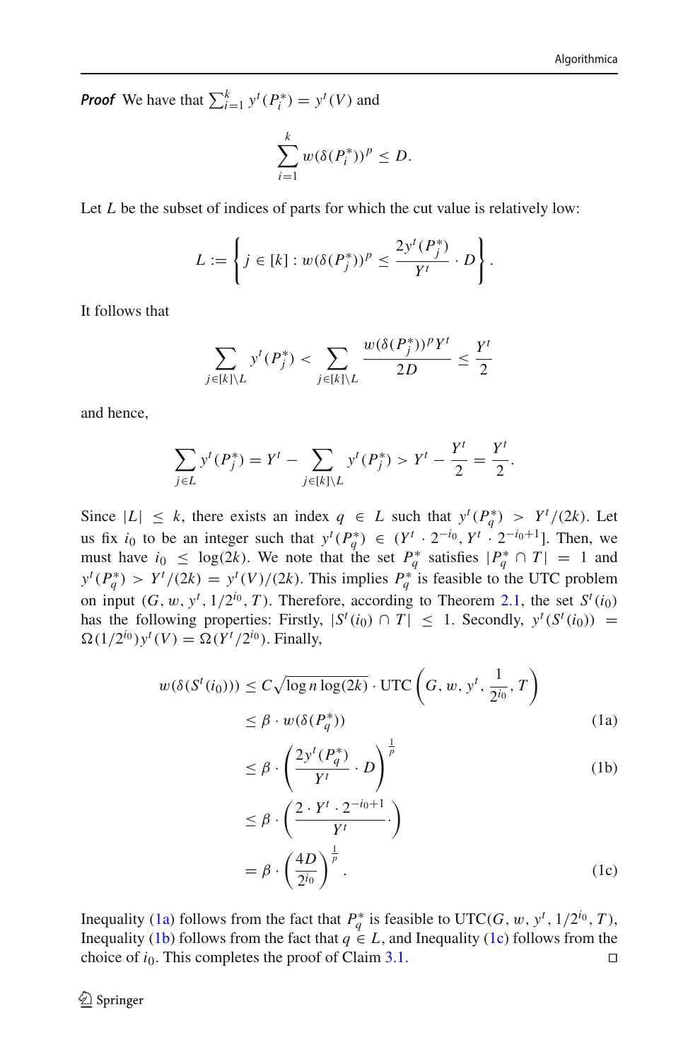***Proof*** We have that $\sum_{i=1}^{k} y^t(P_i^*) = y^t(V)$ and

$$\sum_{i=1}^{k} w(\delta(P_i^*))^p \leq D.$$

Let $L$ be the subset of indices of parts for which the cut value is relatively low:

$$L := \left\{ j \in [k] : w(\delta(P_j^*))^p \leq \frac{2y^t(P_j^*)}{Y^t} \cdot D \right\}.$$

It follows that

$$\sum_{j \in [k] \setminus L} y^t(P_j^*) < \sum_{j \in [k] \setminus L} \frac{w(\delta(P_j^*))^p Y^t}{2D} \leq \frac{Y^t}{2}$$

and hence,

$$\sum_{j \in L} y^t(P_j^*) = Y^t - \sum_{j \in [k] \setminus L} y^t(P_j^*) > Y^t - \frac{Y^t}{2} = \frac{Y^t}{2}.$$

Since $|L| \leq k$, there exists an index $q \in L$ such that $y^t(P_q^*) > Y^t/(2k)$. Let us fix $i_0$ to be an integer such that $y^t(P_q^*) \in (Y^t \cdot 2^{-i_0}, Y^t \cdot 2^{-i_0+1}]$. Then, we must have $i_0 \leq \log(2k)$. We note that the set $P_q^*$ satisfies $|P_q^* \cap T| = 1$ and $y^t(P_q^*) > Y^t/(2k) = y^t(V)/(2k)$. This implies $P_q^*$ is feasible to the UTC problem on input $(G, w, y^t, 1/2^{i_0}, T)$. Therefore, according to Theorem 2.1, the set $S^t(i_0)$ has the following properties: Firstly, $|S^t(i_0) \cap T| \leq 1$. Secondly, $y^t(S^t(i_0)) = \Omega(1/2^{i_0}) y^t(V) = \Omega(Y^t/2^{i_0})$. Finally,

$$\begin{aligned}
w(\delta(S^t(i_0))) &\leq C\sqrt{\log n \log(2k)} \cdot \text{UTC}\left(G, w, y^t, \frac{1}{2^{i_0}}, T\right) \\
&\leq \beta \cdot w(\delta(P_q^*)) \qquad \text{(1a)} \\
&\leq \beta \cdot \left(\frac{2y^t(P_q^*)}{Y^t} \cdot D\right)^{\frac{1}{p}} \qquad \text{(1b)} \\
&\leq \beta \cdot \left(\frac{2 \cdot Y^t \cdot 2^{-i_0+1}}{Y^t} \cdot\right) \\
&= \beta \cdot \left(\frac{4D}{2^{i_0}}\right)^{\frac{1}{p}}. \qquad \text{(1c)}
\end{aligned}$$

Inequality (1a) follows from the fact that $P_q^*$ is feasible to $\text{UTC}(G, w, y^t, 1/2^{i_0}, T)$, Inequality (1b) follows from the fact that $q \in L$, and Inequality (1c) follows from the choice of $i_0$. This completes the proof of Claim 3.1. □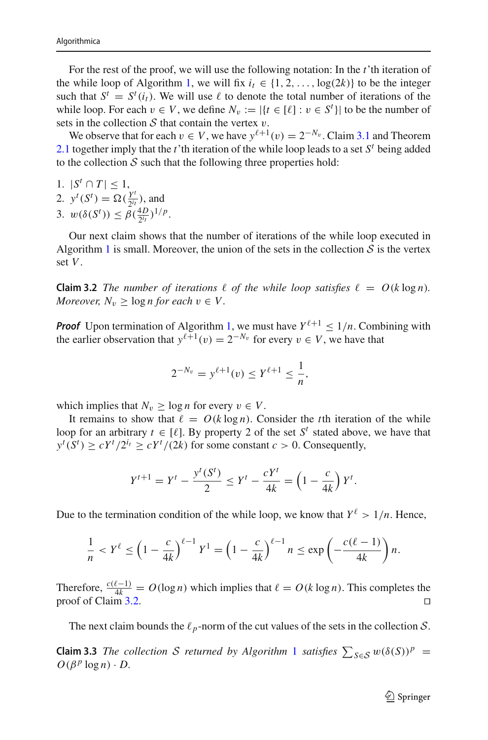For the rest of the proof, we will use the following notation: In the $t$'th iteration of the while loop of Algorithm 1, we will fix $i_t \in \{1, 2, \ldots, \log(2k)\}$ to be the integer such that $S^t = S^t(i_t)$. We will use $\ell$ to denote the total number of iterations of the while loop. For each $v \in V$, we define $N_v := |\{t \in [\ell] : v \in S^t\}|$ to be the number of sets in the collection $\mathcal{S}$ that contain the vertex $v$.

We observe that for each $v \in V$, we have $y^{\ell+1}(v) = 2^{-N_v}$. Claim 3.1 and Theorem 2.1 together imply that the $t$'th iteration of the while loop leads to a set $S^t$ being added to the collection $\mathcal{S}$ such that the following three properties hold:

1. $|S^t \cap T| \leq 1$,
2. $y^t(S^t) = \Omega(\frac{Y^t}{2^{i_t}})$, and
3. $w(\delta(S^t)) \leq \beta(\frac{4D}{2^{i_t}})^{1/p}$.

Our next claim shows that the number of iterations of the while loop executed in Algorithm 1 is small. Moreover, the union of the sets in the collection $\mathcal{S}$ is the vertex set $V$.

**Claim 3.2** *The number of iterations $\ell$ of the while loop satisfies $\ell = O(k \log n)$. Moreover, $N_v \geq \log n$ for each $v \in V$.*

***Proof*** Upon termination of Algorithm 1, we must have $Y^{\ell+1} \leq 1/n$. Combining with the earlier observation that $y^{\ell+1}(v) = 2^{-N_v}$ for every $v \in V$, we have that

$$2^{-N_v} = y^{\ell+1}(v) \leq Y^{\ell+1} \leq \frac{1}{n},$$

which implies that $N_v \geq \log n$ for every $v \in V$.

It remains to show that $\ell = O(k \log n)$. Consider the $t$th iteration of the while loop for an arbitrary $t \in [\ell]$. By property 2 of the set $S^t$ stated above, we have that $y^t(S^t) \geq cY^t/2^{i_t} \geq cY^t/(2k)$ for some constant $c > 0$. Consequently,

$$Y^{t+1} = Y^t - \frac{y^t(S^t)}{2} \leq Y^t - \frac{cY^t}{4k} = \left(1 - \frac{c}{4k}\right) Y^t.$$

Due to the termination condition of the while loop, we know that $Y^\ell > 1/n$. Hence,

$$\frac{1}{n} < Y^\ell \leq \left(1 - \frac{c}{4k}\right)^{\ell-1} Y^1 = \left(1 - \frac{c}{4k}\right)^{\ell-1} n \leq \exp\left(-\frac{c(\ell-1)}{4k}\right) n.$$

Therefore, $\frac{c(\ell-1)}{4k} = O(\log n)$ which implies that $\ell = O(k \log n)$. This completes the proof of Claim 3.2. □

The next claim bounds the $\ell_p$-norm of the cut values of the sets in the collection $\mathcal{S}$.

**Claim 3.3** *The collection $\mathcal{S}$ returned by Algorithm 1 satisfies $\sum_{S \in \mathcal{S}} w(\delta(S))^p = O(\beta^p \log n) \cdot D$.*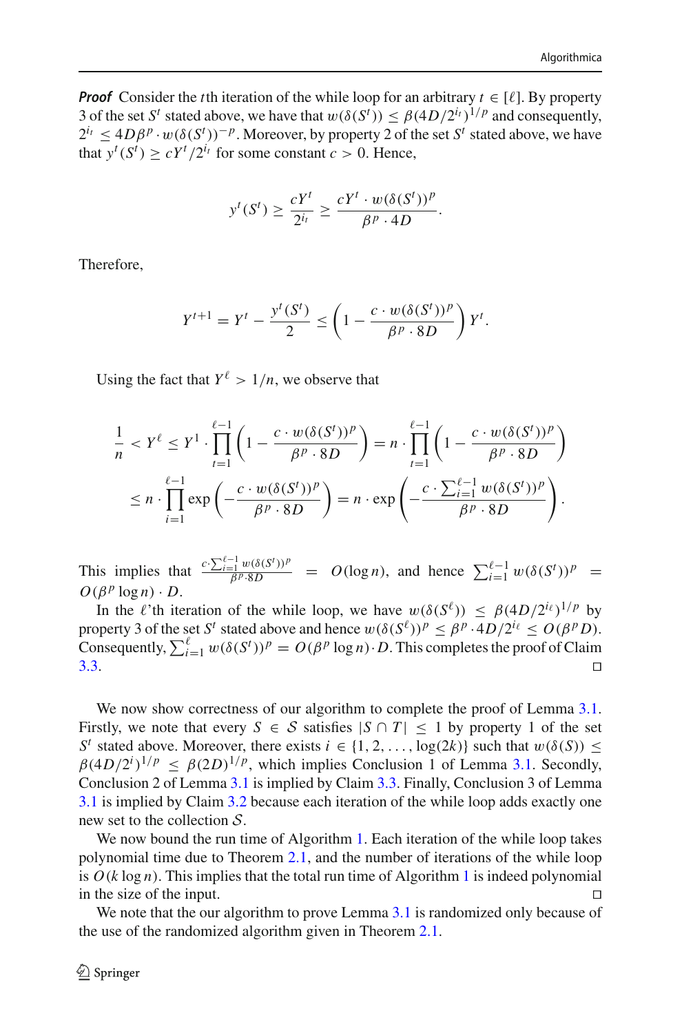***Proof*** Consider the $t$th iteration of the while loop for an arbitrary $t \in [\ell]$. By property 3 of the set $S^t$ stated above, we have that $w(\delta(S^t)) \leq \beta(4D/2^{i_t})^{1/p}$ and consequently, $2^{i_t} \leq 4D\beta^p \cdot w(\delta(S^t))^{-p}$. Moreover, by property 2 of the set $S^t$ stated above, we have that $y^t(S^t) \geq cY^t/2^{i_t}$ for some constant $c > 0$. Hence,

$$y^t(S^t) \geq \frac{cY^t}{2^{i_t}} \geq \frac{cY^t \cdot w(\delta(S^t))^p}{\beta^p \cdot 4D}.$$

Therefore,

$$Y^{t+1} = Y^t - \frac{y^t(S^t)}{2} \leq \left(1 - \frac{c \cdot w(\delta(S^t))^p}{\beta^p \cdot 8D}\right) Y^t.$$

Using the fact that $Y^\ell > 1/n$, we observe that

$$\begin{aligned}
\frac{1}{n} < Y^\ell \leq Y^1 \cdot \prod_{t=1}^{\ell-1}\left(1 - \frac{c \cdot w(\delta(S^t))^p}{\beta^p \cdot 8D}\right) = n \cdot \prod_{t=1}^{\ell-1}\left(1 - \frac{c \cdot w(\delta(S^t))^p}{\beta^p \cdot 8D}\right) \\
\leq n \cdot \prod_{i=1}^{\ell-1} \exp\left(-\frac{c \cdot w(\delta(S^t))^p}{\beta^p \cdot 8D}\right) = n \cdot \exp\left(-\frac{c \cdot \sum_{i=1}^{\ell-1} w(\delta(S^t))^p}{\beta^p \cdot 8D}\right).
\end{aligned}$$

This implies that $\frac{c \cdot \sum_{i=1}^{\ell-1} w(\delta(S^t))^p}{\beta^p \cdot 8D} = O(\log n)$, and hence $\sum_{i=1}^{\ell-1} w(\delta(S^t))^p = O(\beta^p \log n) \cdot D$.

In the $\ell$'th iteration of the while loop, we have $w(\delta(S^\ell)) \leq \beta(4D/2^{i_\ell})^{1/p}$ by property 3 of the set $S^t$ stated above and hence $w(\delta(S^\ell))^p \leq \beta^p \cdot 4D/2^{i_\ell} \leq O(\beta^p D)$. Consequently, $\sum_{i=1}^{\ell} w(\delta(S^t))^p = O(\beta^p \log n) \cdot D$. This completes the proof of Claim 3.3. ◻

We now show correctness of our algorithm to complete the proof of Lemma 3.1. Firstly, we note that every $S \in \mathcal{S}$ satisfies $|S \cap T| \leq 1$ by property 1 of the set $S^t$ stated above. Moreover, there exists $i \in \{1, 2, \ldots, \log(2k)\}$ such that $w(\delta(S)) \leq \beta(4D/2^i)^{1/p} \leq \beta(2D)^{1/p}$, which implies Conclusion 1 of Lemma 3.1. Secondly, Conclusion 2 of Lemma 3.1 is implied by Claim 3.3. Finally, Conclusion 3 of Lemma 3.1 is implied by Claim 3.2 because each iteration of the while loop adds exactly one new set to the collection $\mathcal{S}$.

We now bound the run time of Algorithm 1. Each iteration of the while loop takes polynomial time due to Theorem 2.1, and the number of iterations of the while loop is $O(k \log n)$. This implies that the total run time of Algorithm 1 is indeed polynomial in the size of the input. ◻

We note that the our algorithm to prove Lemma 3.1 is randomized only because of the use of the randomized algorithm given in Theorem 2.1.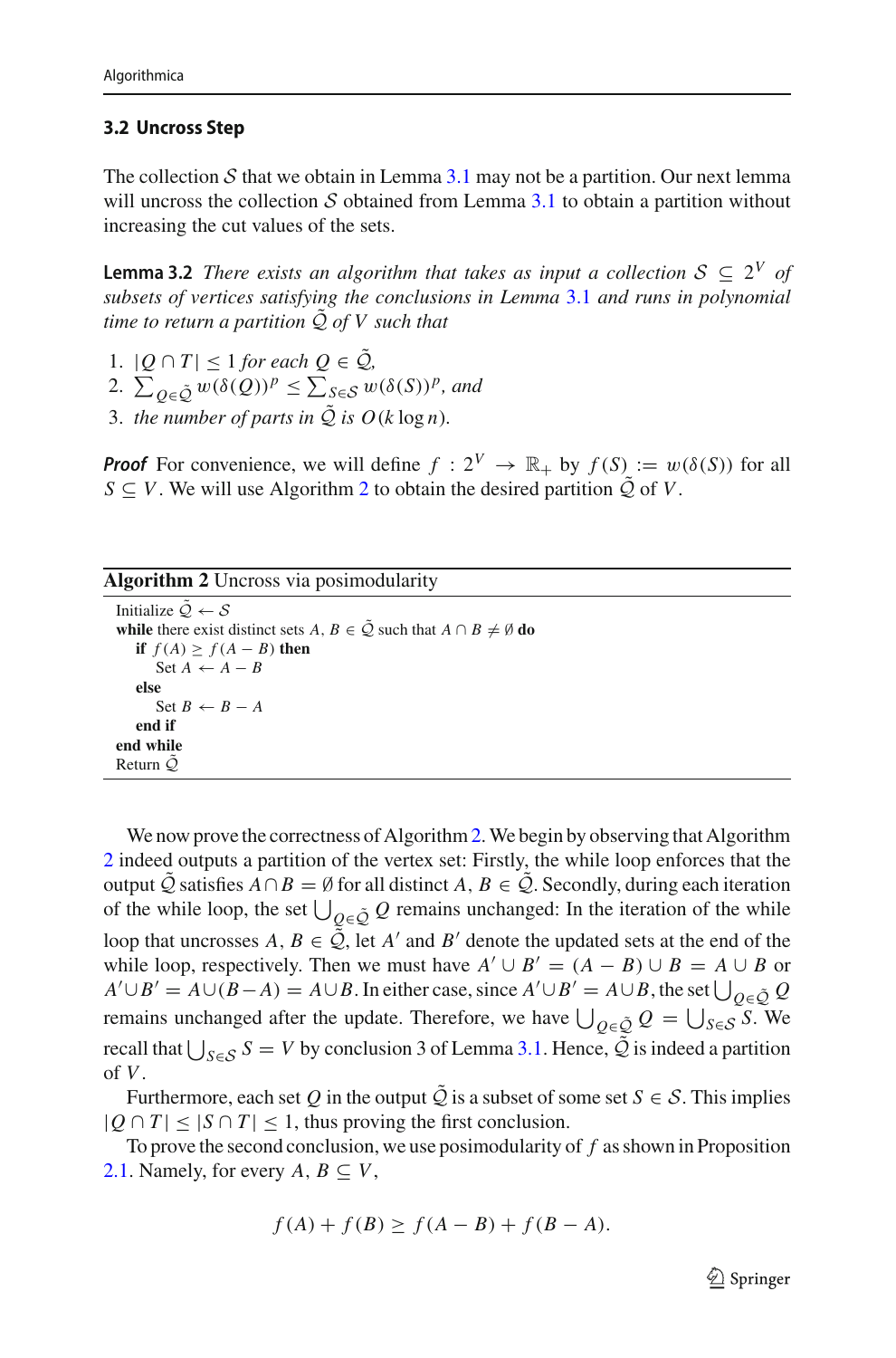### 3.2 Uncross Step

The collection $\mathcal{S}$ that we obtain in Lemma 3.1 may not be a partition. Our next lemma will uncross the collection $\mathcal{S}$ obtained from Lemma 3.1 to obtain a partition without increasing the cut values of the sets.

**Lemma 3.2** *There exists an algorithm that takes as input a collection $\mathcal{S} \subseteq 2^V$ of subsets of vertices satisfying the conclusions in Lemma 3.1 and runs in polynomial time to return a partition $\tilde{\mathcal{Q}}$ of $V$ such that*

1. $|Q \cap T| \leq 1$ *for each* $Q \in \tilde{\mathcal{Q}}$,
2. $\sum_{Q \in \tilde{\mathcal{Q}}} w(\delta(Q))^p \leq \sum_{S \in \mathcal{S}} w(\delta(S))^p$, *and*
3. *the number of parts in* $\tilde{\mathcal{Q}}$ *is* $O(k \log n)$.

***Proof*** For convenience, we will define $f : 2^V \to \mathbb{R}_+$ by $f(S) := w(\delta(S))$ for all $S \subseteq V$. We will use Algorithm 2 to obtain the desired partition $\tilde{\mathcal{Q}}$ of $V$.

**Algorithm 2** Uncross via posimodularity

```
Initialize Q̃ ← S
while there exist distinct sets A, B ∈ Q̃ such that A ∩ B ≠ ∅ do
    if f(A) ≥ f(A − B) then
        Set A ← A − B
    else
        Set B ← B − A
    end if
end while
Return Q̃
```

We now prove the correctness of Algorithm 2. We begin by observing that Algorithm 2 indeed outputs a partition of the vertex set: Firstly, the while loop enforces that the output $\tilde{\mathcal{Q}}$ satisfies $A \cap B = \emptyset$ for all distinct $A, B \in \tilde{\mathcal{Q}}$. Secondly, during each iteration of the while loop, the set $\bigcup_{Q \in \tilde{\mathcal{Q}}} Q$ remains unchanged: In the iteration of the while loop that uncrosses $A, B \in \tilde{\mathcal{Q}}$, let $A'$ and $B'$ denote the updated sets at the end of the while loop, respectively. Then we must have $A' \cup B' = (A - B) \cup B = A \cup B$ or $A' \cup B' = A \cup (B - A) = A \cup B$. In either case, since $A' \cup B' = A \cup B$, the set $\bigcup_{Q \in \tilde{\mathcal{Q}}} Q$ remains unchanged after the update. Therefore, we have $\bigcup_{Q \in \tilde{\mathcal{Q}}} Q = \bigcup_{S \in \mathcal{S}} S$. We recall that $\bigcup_{S \in \mathcal{S}} S = V$ by conclusion 3 of Lemma 3.1. Hence, $\tilde{\mathcal{Q}}$ is indeed a partition of $V$.

Furthermore, each set $Q$ in the output $\tilde{\mathcal{Q}}$ is a subset of some set $S \in \mathcal{S}$. This implies $|Q \cap T| \leq |S \cap T| \leq 1$, thus proving the first conclusion.

To prove the second conclusion, we use posimodularity of $f$ as shown in Proposition 2.1. Namely, for every $A, B \subseteq V$,

$$f(A) + f(B) \geq f(A - B) + f(B - A).$$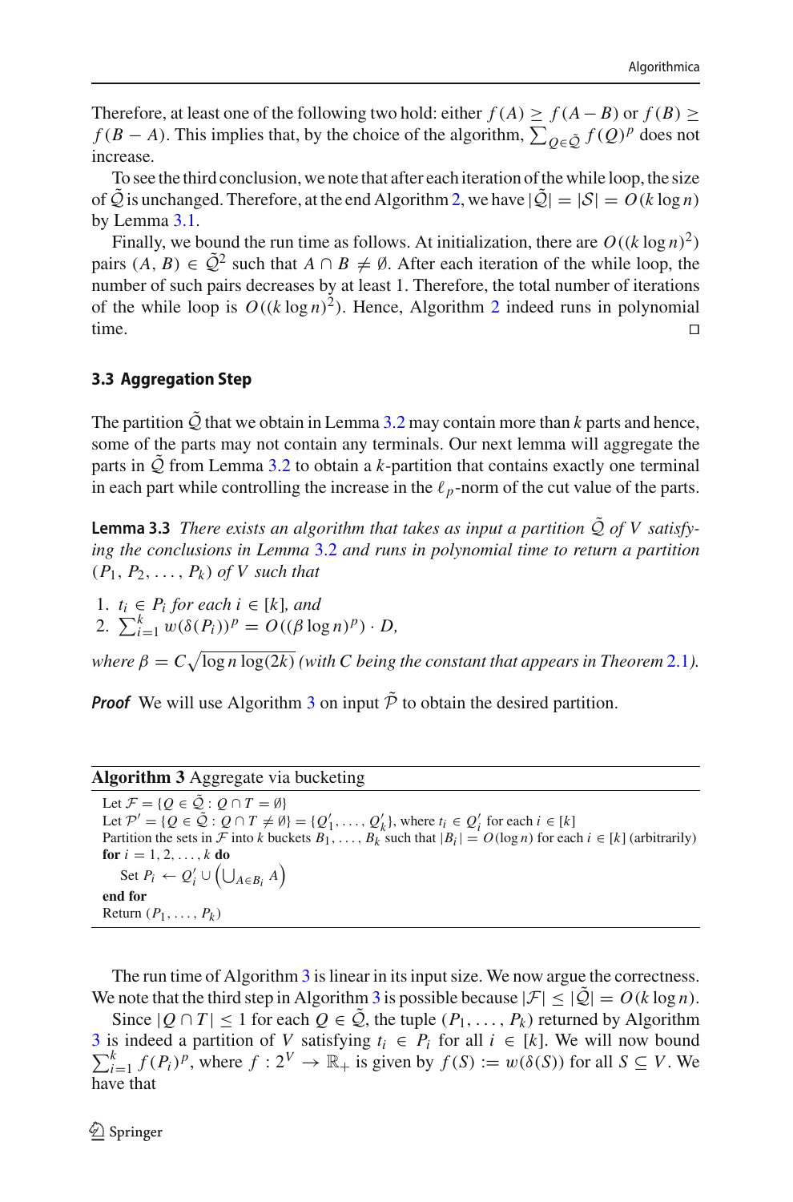Therefore, at least one of the following two hold: either $f(A) \geq f(A-B)$ or $f(B) \geq f(B-A)$. This implies that, by the choice of the algorithm, $\sum_{Q \in \tilde{\mathcal{Q}}} f(Q)^p$ does not increase.

To see the third conclusion, we note that after each iteration of the while loop, the size of $\tilde{\mathcal{Q}}$ is unchanged. Therefore, at the end Algorithm 2, we have $|\tilde{\mathcal{Q}}| = |\mathcal{S}| = O(k \log n)$ by Lemma 3.1.

Finally, we bound the run time as follows. At initialization, there are $O((k \log n)^2)$ pairs $(A, B) \in \tilde{\mathcal{Q}}^2$ such that $A \cap B \neq \emptyset$. After each iteration of the while loop, the number of such pairs decreases by at least 1. Therefore, the total number of iterations of the while loop is $O((k \log n)^2)$. Hence, Algorithm 2 indeed runs in polynomial time. ◻

### 3.3 Aggregation Step

The partition $\tilde{\mathcal{Q}}$ that we obtain in Lemma 3.2 may contain more than $k$ parts and hence, some of the parts may not contain any terminals. Our next lemma will aggregate the parts in $\tilde{\mathcal{Q}}$ from Lemma 3.2 to obtain a $k$-partition that contains exactly one terminal in each part while controlling the increase in the $\ell_p$-norm of the cut value of the parts.

**Lemma 3.3** *There exists an algorithm that takes as input a partition $\tilde{\mathcal{Q}}$ of $V$ satisfying the conclusions in Lemma 3.2 and runs in polynomial time to return a partition $(P_1, P_2, \ldots, P_k)$ of $V$ such that*

1. *$t_i \in P_i$ for each $i \in [k]$, and*
2. *$\sum_{i=1}^k w(\delta(P_i))^p = O((\beta \log n)^p) \cdot D$,*

*where $\beta = C\sqrt{\log n \log(2k)}$ (with $C$ being the constant that appears in Theorem 2.1).*

***Proof*** We will use Algorithm 3 on input $\tilde{\mathcal{P}}$ to obtain the desired partition.

---

**Algorithm 3** Aggregate via bucketing

---

Let $\mathcal{F} = \{Q \in \tilde{\mathcal{Q}} : Q \cap T = \emptyset\}$
Let $\mathcal{P}' = \{Q \in \tilde{\mathcal{Q}} : Q \cap T \neq \emptyset\} = \{Q'_1, \ldots, Q'_k\}$, where $t_i \in Q'_i$ for each $i \in [k]$
Partition the sets in $\mathcal{F}$ into $k$ buckets $B_1, \ldots, B_k$ such that $|B_i| = O(\log n)$ for each $i \in [k]$ (arbitrarily)
**for** $i = 1, 2, \ldots, k$ **do**
  Set $P_i \leftarrow Q'_i \cup \left(\bigcup_{A \in B_i} A\right)$
**end for**
Return $(P_1, \ldots, P_k)$

---

The run time of Algorithm 3 is linear in its input size. We now argue the correctness. We note that the third step in Algorithm 3 is possible because $|\mathcal{F}| \leq |\tilde{\mathcal{Q}}| = O(k \log n)$.

Since $|Q \cap T| \leq 1$ for each $Q \in \tilde{\mathcal{Q}}$, the tuple $(P_1, \ldots, P_k)$ returned by Algorithm 3 is indeed a partition of $V$ satisfying $t_i \in P_i$ for all $i \in [k]$. We will now bound $\sum_{i=1}^k f(P_i)^p$, where $f : 2^V \to \mathbb{R}_+$ is given by $f(S) := w(\delta(S))$ for all $S \subseteq V$. We have that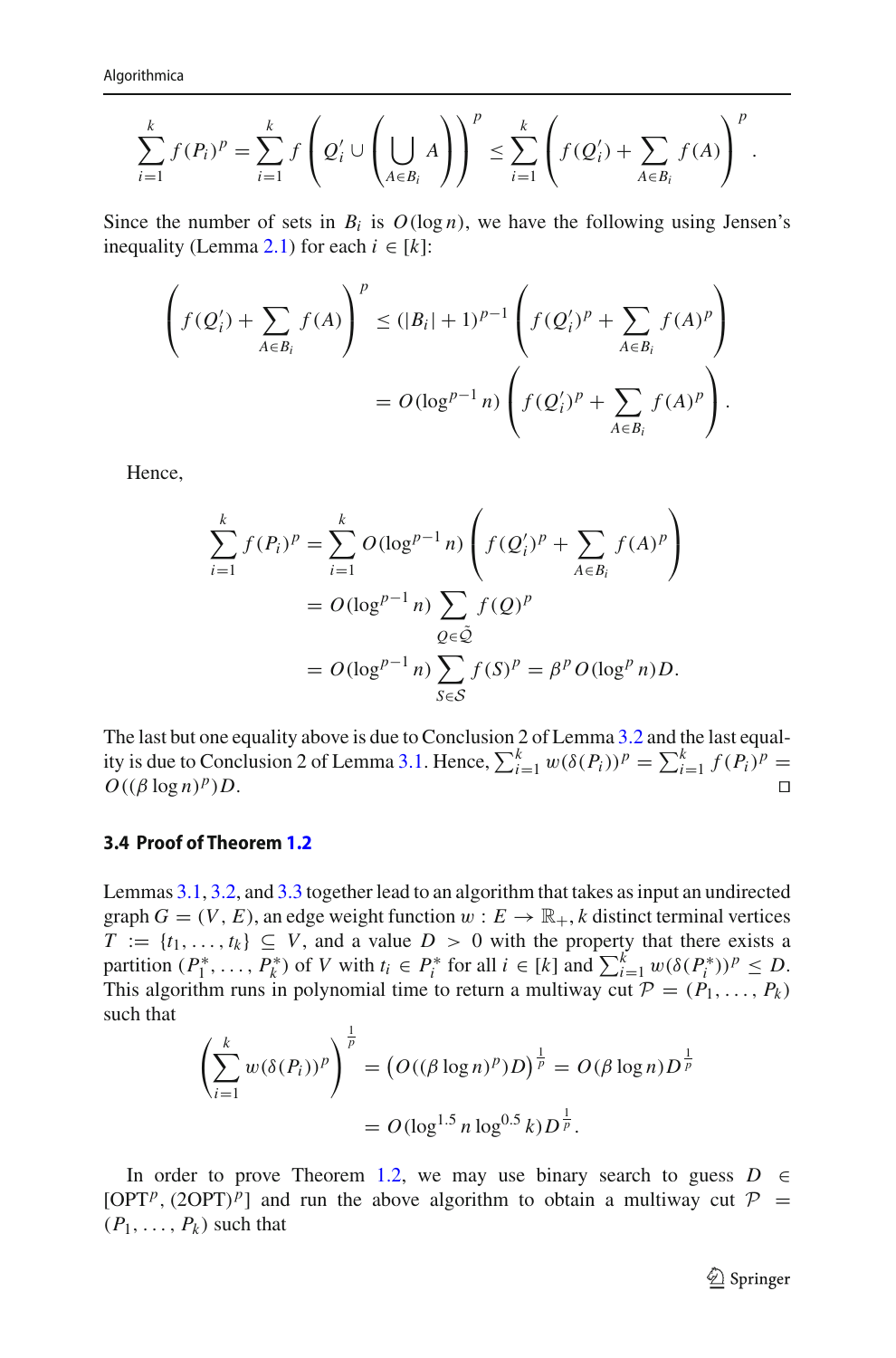$$\sum_{i=1}^{k} f(P_i)^p = \sum_{i=1}^{k} f\left(Q'_i \cup \left(\bigcup_{A \in B_i} A\right)\right)^p \leq \sum_{i=1}^{k} \left(f(Q'_i) + \sum_{A \in B_i} f(A)\right)^p.$$

Since the number of sets in $B_i$ is $O(\log n)$, we have the following using Jensen's inequality (Lemma 2.1) for each $i \in [k]$:

$$\left(f(Q'_i) + \sum_{A \in B_i} f(A)\right)^p \leq (|B_i| + 1)^{p-1} \left(f(Q'_i)^p + \sum_{A \in B_i} f(A)^p\right)$$
$$= O(\log^{p-1} n) \left(f(Q'_i)^p + \sum_{A \in B_i} f(A)^p\right).$$

Hence,

$$\sum_{i=1}^{k} f(P_i)^p = \sum_{i=1}^{k} O(\log^{p-1} n) \left(f(Q'_i)^p + \sum_{A \in B_i} f(A)^p\right)$$
$$= O(\log^{p-1} n) \sum_{Q \in \tilde{\mathcal{Q}}} f(Q)^p$$
$$= O(\log^{p-1} n) \sum_{S \in \mathcal{S}} f(S)^p = \beta^p O(\log^p n) D.$$

The last but one equality above is due to Conclusion 2 of Lemma 3.2 and the last equality is due to Conclusion 2 of Lemma 3.1. Hence, $\sum_{i=1}^{k} w(\delta(P_i))^p = \sum_{i=1}^{k} f(P_i)^p = O((\beta \log n)^p) D$. □

### 3.4 Proof of Theorem 1.2

Lemmas 3.1, 3.2, and 3.3 together lead to an algorithm that takes as input an undirected graph $G = (V, E)$, an edge weight function $w : E \to \mathbb{R}_+$, $k$ distinct terminal vertices $T := \{t_1, \ldots, t_k\} \subseteq V$, and a value $D > 0$ with the property that there exists a partition $(P_1^*, \ldots, P_k^*)$ of $V$ with $t_i \in P_i^*$ for all $i \in [k]$ and $\sum_{i=1}^{k} w(\delta(P_i^*))^p \leq D$. This algorithm runs in polynomial time to return a multiway cut $\mathcal{P} = (P_1, \ldots, P_k)$ such that

$$\left(\sum_{i=1}^{k} w(\delta(P_i))^p\right)^{\frac{1}{p}} = \left(O((\beta \log n)^p) D\right)^{\frac{1}{p}} = O(\beta \log n) D^{\frac{1}{p}}$$
$$= O(\log^{1.5} n \log^{0.5} k) D^{\frac{1}{p}}.$$

In order to prove Theorem 1.2, we may use binary search to guess $D \in [\text{OPT}^p, (2\text{OPT})^p]$ and run the above algorithm to obtain a multiway cut $\mathcal{P} = (P_1, \ldots, P_k)$ such that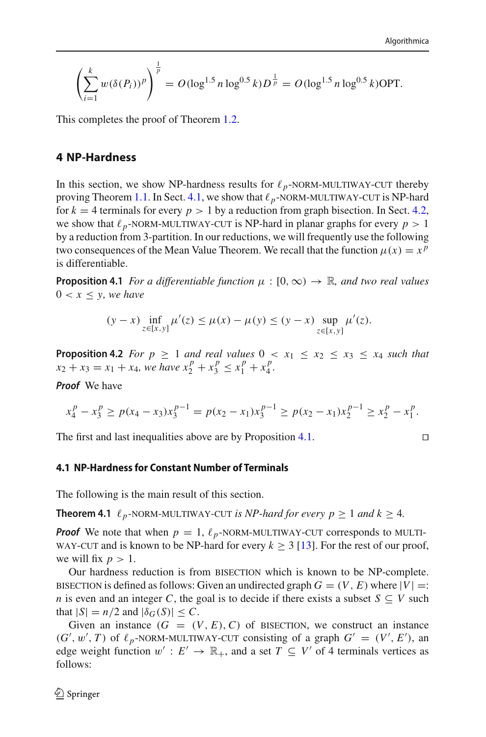$$\left(\sum_{i=1}^{k} w(\delta(P_i))^p\right)^{\frac{1}{p}} = O(\log^{1.5} n \log^{0.5} k) D^{\frac{1}{p}} = O(\log^{1.5} n \log^{0.5} k)\text{OPT}.$$

This completes the proof of Theorem 1.2.

## 4 NP-Hardness

In this section, we show NP-hardness results for $\ell_p$-NORM-MULTIWAY-CUT thereby proving Theorem 1.1. In Sect. 4.1, we show that $\ell_p$-NORM-MULTIWAY-CUT is NP-hard for $k = 4$ terminals for every $p > 1$ by a reduction from graph bisection. In Sect. 4.2, we show that $\ell_p$-NORM-MULTIWAY-CUT is NP-hard in planar graphs for every $p > 1$ by a reduction from 3-partition. In our reductions, we will frequently use the following two consequences of the Mean Value Theorem. We recall that the function $\mu(x) = x^p$ is differentiable.

**Proposition 4.1** *For a differentiable function $\mu : [0, \infty) \to \mathbb{R}$, and two real values $0 < x \le y$, we have*

$$(y - x) \inf_{z \in [x,y]} \mu'(z) \le \mu(x) - \mu(y) \le (y - x) \sup_{z \in [x,y]} \mu'(z).$$

**Proposition 4.2** *For $p \ge 1$ and real values $0 < x_1 \le x_2 \le x_3 \le x_4$ such that $x_2 + x_3 = x_1 + x_4$, we have $x_2^p + x_3^p \le x_1^p + x_4^p$.*

***Proof*** We have

$$x_4^p - x_3^p \ge p(x_4 - x_3)x_3^{p-1} = p(x_2 - x_1)x_3^{p-1} \ge p(x_2 - x_1)x_2^{p-1} \ge x_2^p - x_1^p.$$

The first and last inequalities above are by Proposition 4.1. □

### 4.1 NP-Hardness for Constant Number of Terminals

The following is the main result of this section.

**Theorem 4.1** *$\ell_p$-NORM-MULTIWAY-CUT is NP-hard for every $p \ge 1$ and $k \ge 4$.*

***Proof*** We note that when $p = 1$, $\ell_p$-NORM-MULTIWAY-CUT corresponds to MULTIWAY-CUT and is known to be NP-hard for every $k \ge 3$ [13]. For the rest of our proof, we will fix $p > 1$.

Our hardness reduction is from BISECTION which is known to be NP-complete. BISECTION is defined as follows: Given an undirected graph $G = (V, E)$ where $|V| =: n$ is even and an integer $C$, the goal is to decide if there exists a subset $S \subseteq V$ such that $|S| = n/2$ and $|\delta_G(S)| \le C$.

Given an instance $(G = (V, E), C)$ of BISECTION, we construct an instance $(G', w', T)$ of $\ell_p$-NORM-MULTIWAY-CUT consisting of a graph $G' = (V', E')$, an edge weight function $w' : E' \to \mathbb{R}_+$, and a set $T \subseteq V'$ of 4 terminals vertices as follows: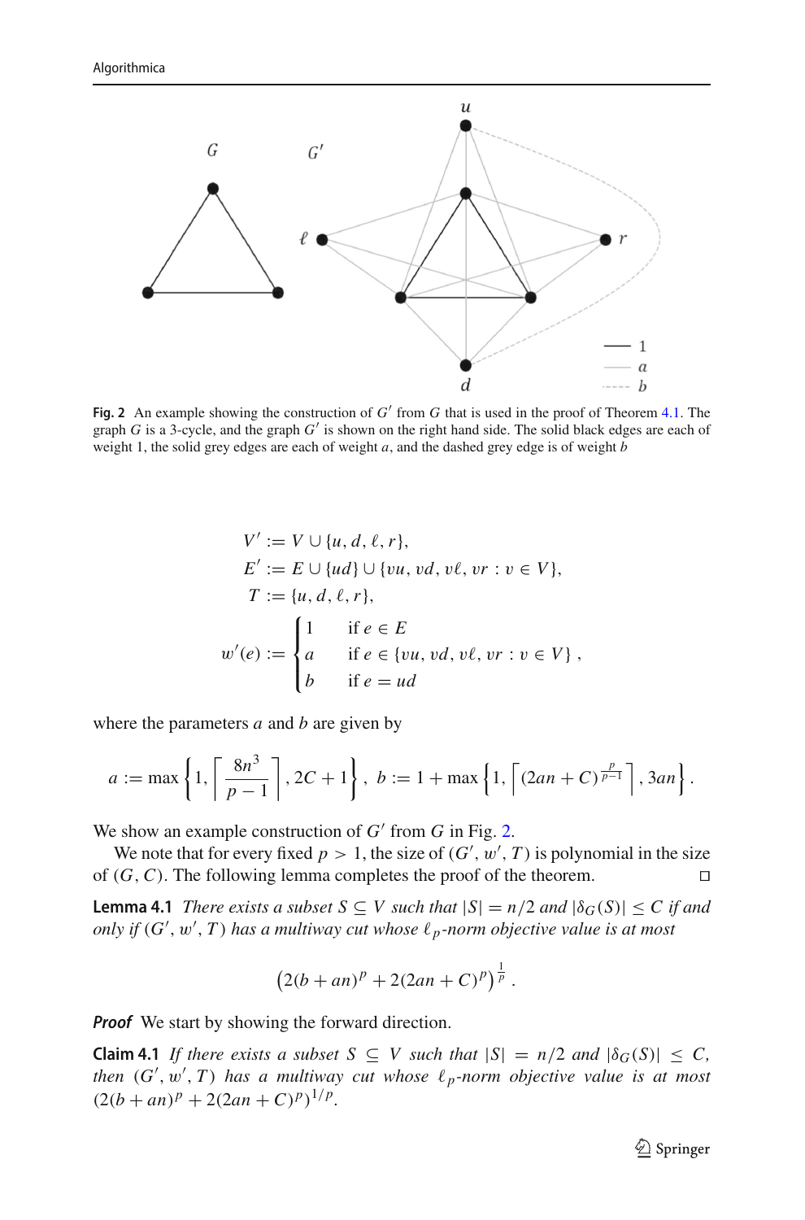**Fig. 2** An example showing the construction of $G'$ from $G$ that is used in the proof of Theorem 4.1. The graph $G$ is a 3-cycle, and the graph $G'$ is shown on the right hand side. The solid black edges are each of weight 1, the solid grey edges are each of weight $a$, and the dashed grey edge is of weight $b$

$$
\begin{aligned}
V' &:= V \cup \{u, d, \ell, r\}, \\
E' &:= E \cup \{ud\} \cup \{vu, vd, v\ell, vr : v \in V\}, \\
T &:= \{u, d, \ell, r\}, \\
w'(e) &:= \begin{cases} 1 & \text{if } e \in E \\ a & \text{if } e \in \{vu, vd, v\ell, vr : v \in V\} \\ b & \text{if } e = ud \end{cases},
\end{aligned}
$$

where the parameters $a$ and $b$ are given by

$$
a := \max\left\{1, \left\lceil \frac{8n^3}{p-1} \right\rceil, 2C+1\right\}, \; b := 1 + \max\left\{1, \left\lceil (2an+C)^{\frac{p}{p-1}} \right\rceil, 3an\right\}.
$$

We show an example construction of $G'$ from $G$ in Fig. 2.

We note that for every fixed $p > 1$, the size of $(G', w', T)$ is polynomial in the size of $(G, C)$. The following lemma completes the proof of the theorem. □

**Lemma 4.1** *There exists a subset $S \subseteq V$ such that $|S| = n/2$ and $|\delta_G(S)| \leq C$ if and only if $(G', w', T)$ has a multiway cut whose $\ell_p$-norm objective value is at most*

$$
\left(2(b+an)^p + 2(2an+C)^p\right)^{\frac{1}{p}}.
$$

***Proof*** We start by showing the forward direction.

**Claim 4.1** *If there exists a subset $S \subseteq V$ such that $|S| = n/2$ and $|\delta_G(S)| \leq C$, then $(G', w', T)$ has a multiway cut whose $\ell_p$-norm objective value is at most $(2(b+an)^p + 2(2an+C)^p)^{1/p}$.*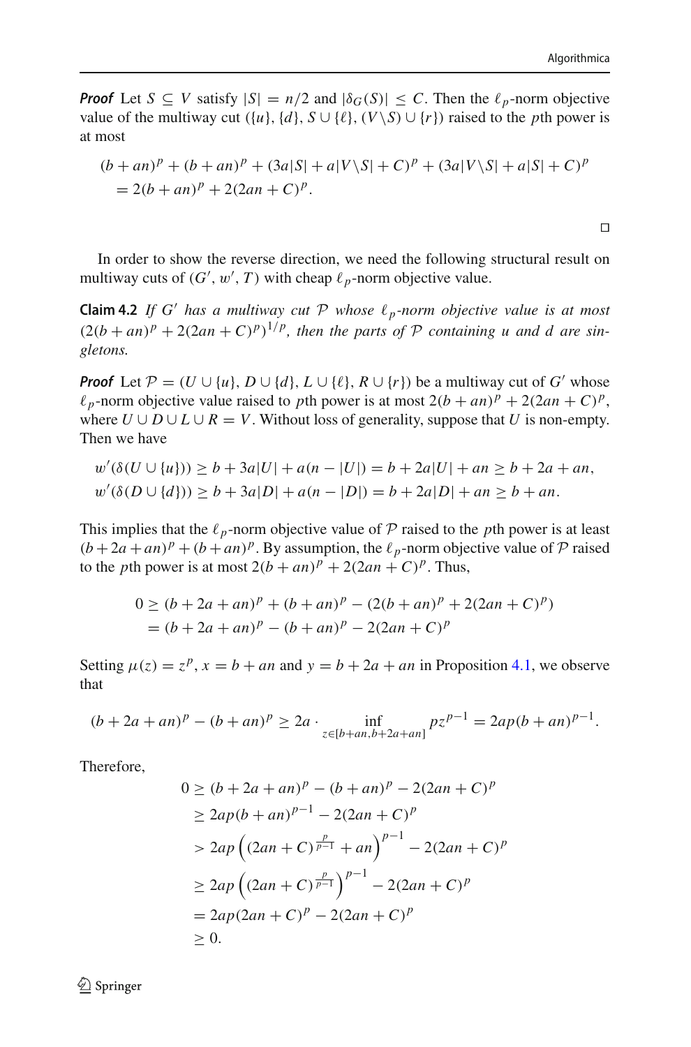***Proof*** Let $S \subseteq V$ satisfy $|S| = n/2$ and $|\delta_G(S)| \leq C$. Then the $\ell_p$-norm objective value of the multiway cut $(\{u\}, \{d\}, S \cup \{\ell\}, (V \backslash S) \cup \{r\})$ raised to the $p$th power is at most

$$
\begin{aligned}
&(b + an)^p + (b + an)^p + (3a|S| + a|V \backslash S| + C)^p + (3a|V \backslash S| + a|S| + C)^p \\
&\quad = 2(b + an)^p + 2(2an + C)^p.
\end{aligned}
$$

$\square$

In order to show the reverse direction, we need the following structural result on multiway cuts of $(G', w', T)$ with cheap $\ell_p$-norm objective value.

**Claim 4.2** *If $G'$ has a multiway cut $\mathcal{P}$ whose $\ell_p$-norm objective value is at most $(2(b + an)^p + 2(2an + C)^p)^{1/p}$, then the parts of $\mathcal{P}$ containing $u$ and $d$ are singletons.*

***Proof*** Let $\mathcal{P} = (U \cup \{u\}, D \cup \{d\}, L \cup \{\ell\}, R \cup \{r\})$ be a multiway cut of $G'$ whose $\ell_p$-norm objective value raised to $p$th power is at most $2(b + an)^p + 2(2an + C)^p$, where $U \cup D \cup L \cup R = V$. Without loss of generality, suppose that $U$ is non-empty. Then we have

$$
\begin{aligned}
w'(\delta(U \cup \{u\})) &\geq b + 3a|U| + a(n - |U|) = b + 2a|U| + an \geq b + 2a + an, \\
w'(\delta(D \cup \{d\})) &\geq b + 3a|D| + a(n - |D|) = b + 2a|D| + an \geq b + an.
\end{aligned}
$$

This implies that the $\ell_p$-norm objective value of $\mathcal{P}$ raised to the $p$th power is at least $(b + 2a + an)^p + (b + an)^p$. By assumption, the $\ell_p$-norm objective value of $\mathcal{P}$ raised to the $p$th power is at most $2(b + an)^p + 2(2an + C)^p$. Thus,

$$
\begin{aligned}
0 &\geq (b + 2a + an)^p + (b + an)^p - (2(b + an)^p + 2(2an + C)^p) \\
&= (b + 2a + an)^p - (b + an)^p - 2(2an + C)^p
\end{aligned}
$$

Setting $\mu(z) = z^p$, $x = b + an$ and $y = b + 2a + an$ in Proposition 4.1, we observe that

$$
(b + 2a + an)^p - (b + an)^p \geq 2a \cdot \inf_{z \in [b+an, b+2a+an]} pz^{p-1} = 2ap(b + an)^{p-1}.
$$

Therefore,

$$
\begin{aligned}
0 &\geq (b + 2a + an)^p - (b + an)^p - 2(2an + C)^p \\
&\geq 2ap(b + an)^{p-1} - 2(2an + C)^p \\
&> 2ap\left((2an + C)^{\frac{p}{p-1}} + an\right)^{p-1} - 2(2an + C)^p \\
&\geq 2ap\left((2an + C)^{\frac{p}{p-1}}\right)^{p-1} - 2(2an + C)^p \\
&= 2ap(2an + C)^p - 2(2an + C)^p \\
&\geq 0.
\end{aligned}
$$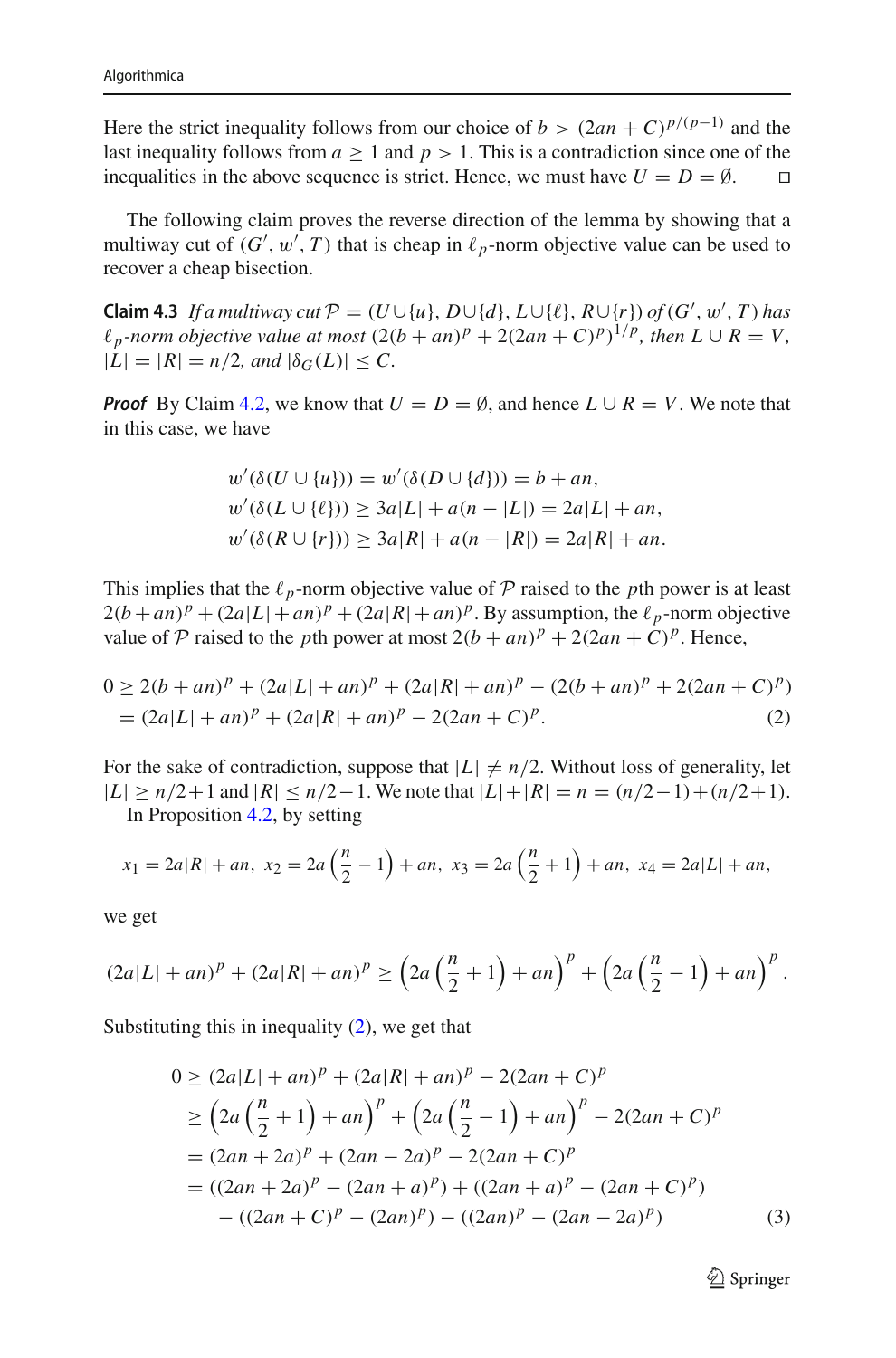Here the strict inequality follows from our choice of $b > (2an + C)^{p/(p-1)}$ and the last inequality follows from $a \geq 1$ and $p > 1$. This is a contradiction since one of the inequalities in the above sequence is strict. Hence, we must have $U = D = \emptyset$. $\square$

The following claim proves the reverse direction of the lemma by showing that a multiway cut of $(G', w', T)$ that is cheap in $\ell_p$-norm objective value can be used to recover a cheap bisection.

**Claim 4.3** *If a multiway cut $\mathcal{P} = (U \cup \{u\}, D \cup \{d\}, L \cup \{\ell\}, R \cup \{r\})$ of $(G', w', T)$ has $\ell_p$-norm objective value at most $(2(b + an)^p + 2(2an + C)^p)^{1/p}$, then $L \cup R = V$, $|L| = |R| = n/2$, and $|\delta_G(L)| \leq C$.*

***Proof*** By Claim 4.2, we know that $U = D = \emptyset$, and hence $L \cup R = V$. We note that in this case, we have

$$
\begin{aligned}
w'(\delta(U \cup \{u\})) &= w'(\delta(D \cup \{d\})) = b + an,\\
w'(\delta(L \cup \{\ell\})) &\geq 3a|L| + a(n - |L|) = 2a|L| + an,\\
w'(\delta(R \cup \{r\})) &\geq 3a|R| + a(n - |R|) = 2a|R| + an.
\end{aligned}
$$

This implies that the $\ell_p$-norm objective value of $\mathcal{P}$ raised to the $p$th power is at least $2(b + an)^p + (2a|L| + an)^p + (2a|R| + an)^p$. By assumption, the $\ell_p$-norm objective value of $\mathcal{P}$ raised to the $p$th power at most $2(b + an)^p + 2(2an + C)^p$. Hence,

$$
\begin{aligned}
0 &\geq 2(b + an)^p + (2a|L| + an)^p + (2a|R| + an)^p - (2(b + an)^p + 2(2an + C)^p)\\
&= (2a|L| + an)^p + (2a|R| + an)^p - 2(2an + C)^p. \qquad (2)
\end{aligned}
$$

For the sake of contradiction, suppose that $|L| \neq n/2$. Without loss of generality, let $|L| \geq n/2 + 1$ and $|R| \leq n/2 - 1$. We note that $|L| + |R| = n = (n/2 - 1) + (n/2 + 1)$.

In Proposition 4.2, by setting

$$
x_1 = 2a|R| + an,\ x_2 = 2a\left(\frac{n}{2} - 1\right) + an,\ x_3 = 2a\left(\frac{n}{2} + 1\right) + an,\ x_4 = 2a|L| + an,
$$

we get

$$
(2a|L| + an)^p + (2a|R| + an)^p \geq \left(2a\left(\frac{n}{2} + 1\right) + an\right)^p + \left(2a\left(\frac{n}{2} - 1\right) + an\right)^p.
$$

Substituting this in inequality (2), we get that

$$
\begin{aligned}
0 &\geq (2a|L| + an)^p + (2a|R| + an)^p - 2(2an + C)^p\\
&\geq \left(2a\left(\frac{n}{2} + 1\right) + an\right)^p + \left(2a\left(\frac{n}{2} - 1\right) + an\right)^p - 2(2an + C)^p\\
&= (2an + 2a)^p + (2an - 2a)^p - 2(2an + C)^p\\
&= ((2an + 2a)^p - (2an + a)^p) + ((2an + a)^p - (2an + C)^p)\\
&\quad - ((2an + C)^p - (2an)^p) - ((2an)^p - (2an - 2a)^p) \qquad (3)
\end{aligned}
$$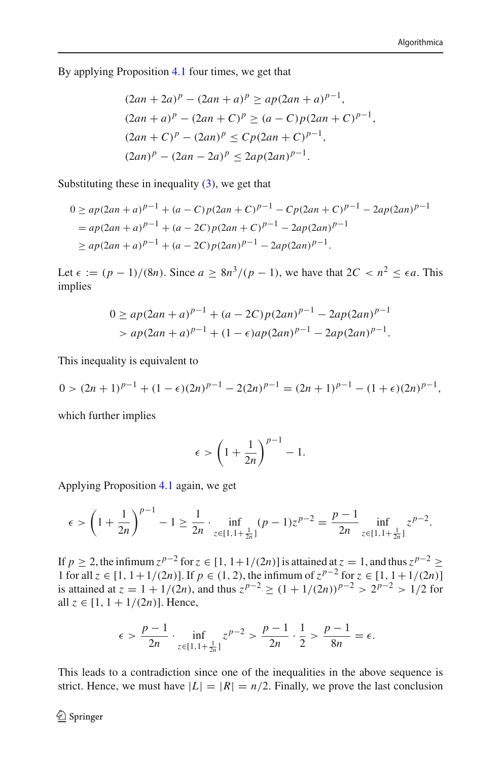By applying Proposition 4.1 four times, we get that

$$
\begin{aligned}
&(2an + 2a)^p - (2an + a)^p \geq ap(2an + a)^{p-1},\\
&(2an + a)^p - (2an + C)^p \geq (a - C)p(2an + C)^{p-1},\\
&(2an + C)^p - (2an)^p \leq Cp(2an + C)^{p-1},\\
&(2an)^p - (2an - 2a)^p \leq 2ap(2an)^{p-1}.
\end{aligned}
$$

Substituting these in inequality (3), we get that

$$
\begin{aligned}
0 &\geq ap(2an + a)^{p-1} + (a - C)p(2an + C)^{p-1} - Cp(2an + C)^{p-1} - 2ap(2an)^{p-1}\\
&= ap(2an + a)^{p-1} + (a - 2C)p(2an + C)^{p-1} - 2ap(2an)^{p-1}\\
&\geq ap(2an + a)^{p-1} + (a - 2C)p(2an)^{p-1} - 2ap(2an)^{p-1}.
\end{aligned}
$$

Let $\epsilon := (p-1)/(8n)$. Since $a \geq 8n^3/(p-1)$, we have that $2C < n^2 \leq \epsilon a$. This implies

$$
\begin{aligned}
0 &\geq ap(2an + a)^{p-1} + (a - 2C)p(2an)^{p-1} - 2ap(2an)^{p-1}\\
&> ap(2an + a)^{p-1} + (1 - \epsilon)ap(2an)^{p-1} - 2ap(2an)^{p-1}.
\end{aligned}
$$

This inequality is equivalent to

$$
0 > (2n + 1)^{p-1} + (1 - \epsilon)(2n)^{p-1} - 2(2n)^{p-1} = (2n + 1)^{p-1} - (1 + \epsilon)(2n)^{p-1},
$$

which further implies

$$
\epsilon > \left(1 + \frac{1}{2n}\right)^{p-1} - 1.
$$

Applying Proposition 4.1 again, we get

$$
\epsilon > \left(1 + \frac{1}{2n}\right)^{p-1} - 1 \geq \frac{1}{2n} \cdot \inf_{z \in [1, 1+\frac{1}{2n}]} (p-1)z^{p-2} = \frac{p-1}{2n} \inf_{z \in [1, 1+\frac{1}{2n}]} z^{p-2}.
$$

If $p \geq 2$, the infimum $z^{p-2}$ for $z \in [1, 1+1/(2n)]$ is attained at $z = 1$, and thus $z^{p-2} \geq 1$ for all $z \in [1, 1+1/(2n)]$. If $p \in (1, 2)$, the infimum of $z^{p-2}$ for $z \in [1, 1+1/(2n)]$ is attained at $z = 1 + 1/(2n)$, and thus $z^{p-2} \geq (1 + 1/(2n))^{p-2} > 2^{p-2} > 1/2$ for all $z \in [1, 1 + 1/(2n)]$. Hence,

$$
\epsilon > \frac{p-1}{2n} \cdot \inf_{z \in [1, 1+\frac{1}{2n}]} z^{p-2} > \frac{p-1}{2n} \cdot \frac{1}{2} > \frac{p-1}{8n} = \epsilon.
$$

This leads to a contradiction since one of the inequalities in the above sequence is strict. Hence, we must have $|L| = |R| = n/2$. Finally, we prove the last conclusion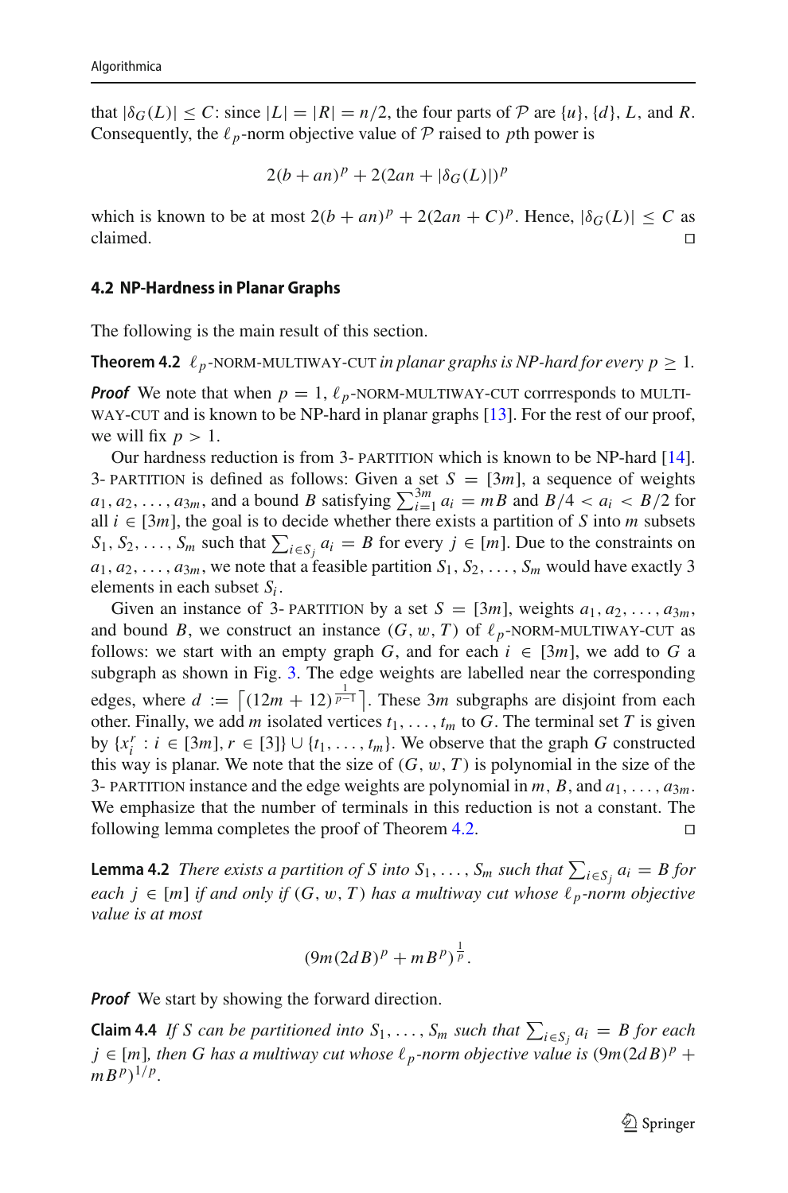that $|\delta_G(L)| \le C$: since $|L| = |R| = n/2$, the four parts of $\mathcal{P}$ are $\{u\}$, $\{d\}$, $L$, and $R$. Consequently, the $\ell_p$-norm objective value of $\mathcal{P}$ raised to $p$th power is

$$2(b + an)^p + 2(2an + |\delta_G(L)|)^p$$

which is known to be at most $2(b + an)^p + 2(2an + C)^p$. Hence, $|\delta_G(L)| \le C$ as claimed. □

### 4.2 NP-Hardness in Planar Graphs

The following is the main result of this section.

**Theorem 4.2** *$\ell_p$-NORM-MULTIWAY-CUT in planar graphs is NP-hard for every $p \ge 1$.*

***Proof*** We note that when $p = 1$, $\ell_p$-NORM-MULTIWAY-CUT corrresponds to MULTIWAY-CUT and is known to be NP-hard in planar graphs [13]. For the rest of our proof, we will fix $p > 1$.

Our hardness reduction is from 3- PARTITION which is known to be NP-hard [14]. 3- PARTITION is defined as follows: Given a set $S = [3m]$, a sequence of weights $a_1, a_2, \ldots, a_{3m}$, and a bound $B$ satisfying $\sum_{i=1}^{3m} a_i = mB$ and $B/4 < a_i < B/2$ for all $i \in [3m]$, the goal is to decide whether there exists a partition of $S$ into $m$ subsets $S_1, S_2, \ldots, S_m$ such that $\sum_{i\in S_j} a_i = B$ for every $j \in [m]$. Due to the constraints on $a_1, a_2, \ldots, a_{3m}$, we note that a feasible partition $S_1, S_2, \ldots, S_m$ would have exactly 3 elements in each subset $S_i$.

Given an instance of 3- PARTITION by a set $S = [3m]$, weights $a_1, a_2, \ldots, a_{3m}$, and bound $B$, we construct an instance $(G, w, T)$ of $\ell_p$-NORM-MULTIWAY-CUT as follows: we start with an empty graph $G$, and for each $i \in [3m]$, we add to $G$ a subgraph as shown in Fig. 3. The edge weights are labelled near the corresponding edges, where $d := \lceil (12m + 12)^{\frac{1}{p-1}} \rceil$. These $3m$ subgraphs are disjoint from each other. Finally, we add $m$ isolated vertices $t_1, \ldots, t_m$ to $G$. The terminal set $T$ is given by $\{x_i^r : i \in [3m], r \in [3]\} \cup \{t_1, \ldots, t_m\}$. We observe that the graph $G$ constructed this way is planar. We note that the size of $(G, w, T)$ is polynomial in the size of the 3- PARTITION instance and the edge weights are polynomial in $m$, $B$, and $a_1, \ldots, a_{3m}$. We emphasize that the number of terminals in this reduction is not a constant. The following lemma completes the proof of Theorem 4.2. □

**Lemma 4.2** *There exists a partition of $S$ into $S_1, \ldots, S_m$ such that $\sum_{i\in S_j} a_i = B$ for each $j \in [m]$ if and only if $(G, w, T)$ has a multiway cut whose $\ell_p$-norm objective value is at most*

$$(9m(2dB)^p + mB^p)^{\frac{1}{p}}.$$

***Proof*** We start by showing the forward direction.

**Claim 4.4** *If $S$ can be partitioned into $S_1, \ldots, S_m$ such that $\sum_{i\in S_j} a_i = B$ for each $j \in [m]$, then $G$ has a multiway cut whose $\ell_p$-norm objective value is $(9m(2dB)^p + mB^p)^{1/p}$.*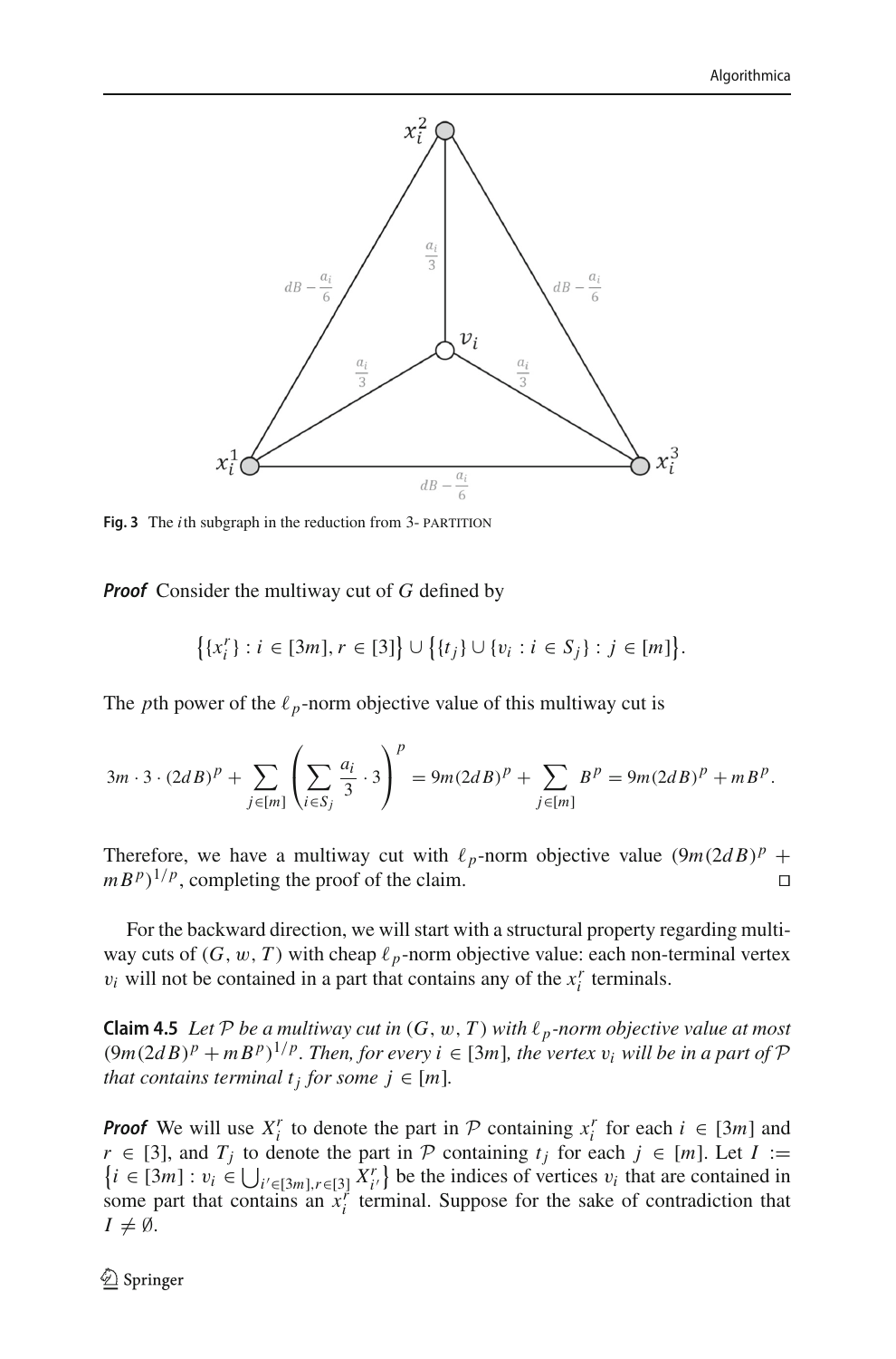**Fig. 3** The $i$th subgraph in the reduction from 3- PARTITION

***Proof*** Consider the multiway cut of $G$ defined by

$$\left\{\{x_i^r\} : i \in [3m], r \in [3]\right\} \cup \left\{\{t_j\} \cup \{v_i : i \in S_j\} : j \in [m]\right\}.$$

The $p$th power of the $\ell_p$-norm objective value of this multiway cut is

$$3m \cdot 3 \cdot (2dB)^p + \sum_{j \in [m]} \left( \sum_{i \in S_j} \frac{a_i}{3} \cdot 3 \right)^p = 9m(2dB)^p + \sum_{j \in [m]} B^p = 9m(2dB)^p + mB^p.$$

Therefore, we have a multiway cut with $\ell_p$-norm objective value $(9m(2dB)^p + mB^p)^{1/p}$, completing the proof of the claim. $\square$

For the backward direction, we will start with a structural property regarding multiway cuts of $(G, w, T)$ with cheap $\ell_p$-norm objective value: each non-terminal vertex $v_i$ will not be contained in a part that contains any of the $x_i^r$ terminals.

**Claim 4.5** *Let $\mathcal{P}$ be a multiway cut in $(G, w, T)$ with $\ell_p$-norm objective value at most $(9m(2dB)^p + mB^p)^{1/p}$. Then, for every $i \in [3m]$, the vertex $v_i$ will be in a part of $\mathcal{P}$ that contains terminal $t_j$ for some $j \in [m]$.*

***Proof*** We will use $X_i^r$ to denote the part in $\mathcal{P}$ containing $x_i^r$ for each $i \in [3m]$ and $r \in [3]$, and $T_j$ to denote the part in $\mathcal{P}$ containing $t_j$ for each $j \in [m]$. Let $I := \left\{i \in [3m] : v_i \in \bigcup_{i' \in [3m], r \in [3]} X_{i'}^r\right\}$ be the indices of vertices $v_i$ that are contained in some part that contains an $x_i^r$ terminal. Suppose for the sake of contradiction that $I \neq \emptyset$.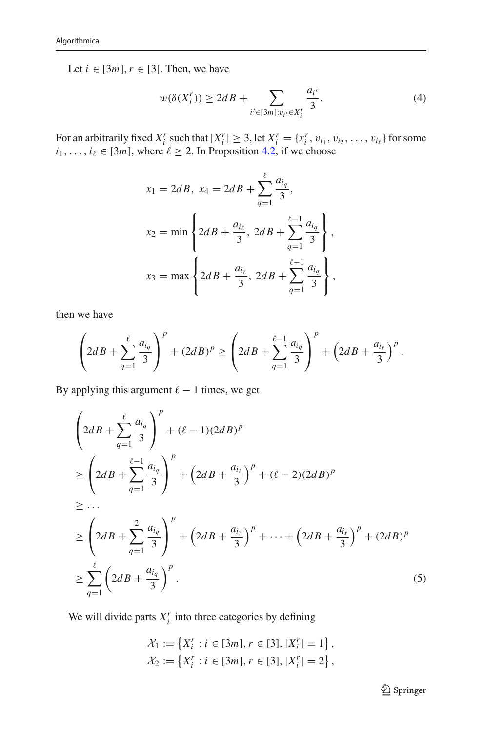Let $i \in [3m], r \in [3]$. Then, we have

$$w(\delta(X_i^r)) \geq 2dB + \sum_{i' \in [3m]: v_{i'} \in X_i^r} \frac{a_{i'}}{3}. \tag{4}$$

For an arbitrarily fixed $X_i^r$ such that $|X_i^r| \geq 3$, let $X_i^r = \{x_i^r, v_{i_1}, v_{i_2}, \ldots, v_{i_\ell}\}$ for some $i_1, \ldots, i_\ell \in [3m]$, where $\ell \geq 2$. In Proposition 4.2, if we choose

$$x_1 = 2dB, \; x_4 = 2dB + \sum_{q=1}^{\ell} \frac{a_{i_q}}{3},$$

$$x_2 = \min\left\{2dB + \frac{a_{i_\ell}}{3}, \; 2dB + \sum_{q=1}^{\ell-1} \frac{a_{i_q}}{3}\right\},$$

$$x_3 = \max\left\{2dB + \frac{a_{i_\ell}}{3}, \; 2dB + \sum_{q=1}^{\ell-1} \frac{a_{i_q}}{3}\right\},$$

then we have

$$\left(2dB + \sum_{q=1}^{\ell} \frac{a_{i_q}}{3}\right)^p + (2dB)^p \geq \left(2dB + \sum_{q=1}^{\ell-1} \frac{a_{i_q}}{3}\right)^p + \left(2dB + \frac{a_{i_\ell}}{3}\right)^p.$$

By applying this argument $\ell - 1$ times, we get

$$\begin{aligned}
&\left(2dB + \sum_{q=1}^{\ell} \frac{a_{i_q}}{3}\right)^p + (\ell - 1)(2dB)^p \\
&\geq \left(2dB + \sum_{q=1}^{\ell-1} \frac{a_{i_q}}{3}\right)^p + \left(2dB + \frac{a_{i_\ell}}{3}\right)^p + (\ell - 2)(2dB)^p \\
&\geq \cdots \\
&\geq \left(2dB + \sum_{q=1}^{2} \frac{a_{i_q}}{3}\right)^p + \left(2dB + \frac{a_{i_3}}{3}\right)^p + \cdots + \left(2dB + \frac{a_{i_\ell}}{3}\right)^p + (2dB)^p \\
&\geq \sum_{q=1}^{\ell} \left(2dB + \frac{a_{i_q}}{3}\right)^p.
\end{aligned} \tag{5}$$

We will divide parts $X_i^r$ into three categories by defining

$$\mathcal{X}_1 := \left\{X_i^r : i \in [3m], r \in [3], |X_i^r| = 1\right\},$$
$$\mathcal{X}_2 := \left\{X_i^r : i \in [3m], r \in [3], |X_i^r| = 2\right\},$$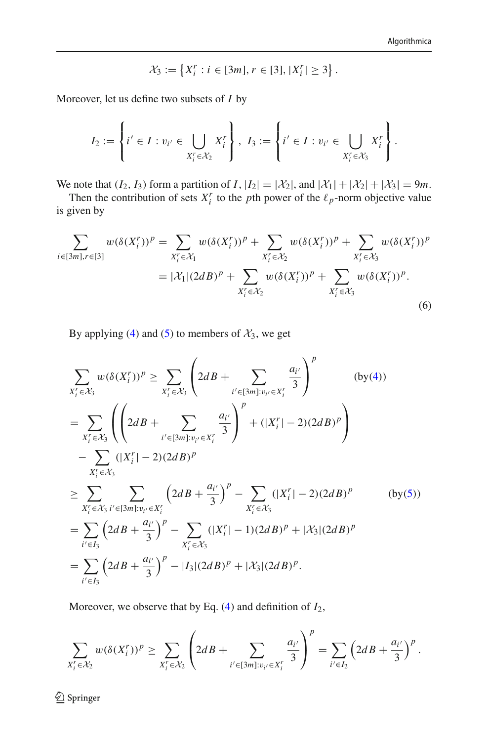$$\mathcal{X}_3 := \left\{ X_i^r : i \in [3m], r \in [3], |X_i^r| \geq 3 \right\}.$$

Moreover, let us define two subsets of $I$ by

$$I_2 := \left\{ i' \in I : v_{i'} \in \bigcup_{X_i^r \in \mathcal{X}_2} X_i^r \right\},\ I_3 := \left\{ i' \in I : v_{i'} \in \bigcup_{X_i^r \in \mathcal{X}_3} X_i^r \right\}.$$

We note that $(I_2, I_3)$ form a partition of $I$, $|I_2| = |\mathcal{X}_2|$, and $|\mathcal{X}_1| + |\mathcal{X}_2| + |\mathcal{X}_3| = 9m$.

Then the contribution of sets $X_i^r$ to the $p$th power of the $\ell_p$-norm objective value is given by

$$\begin{aligned}
\sum_{i\in[3m],r\in[3]} w(\delta(X_i^r))^p &= \sum_{X_i^r \in \mathcal{X}_1} w(\delta(X_i^r))^p + \sum_{X_i^r \in \mathcal{X}_2} w(\delta(X_i^r))^p + \sum_{X_i^r \in \mathcal{X}_3} w(\delta(X_i^r))^p \\
&= |\mathcal{X}_1|(2dB)^p + \sum_{X_i^r \in \mathcal{X}_2} w(\delta(X_i^r))^p + \sum_{X_i^r \in \mathcal{X}_3} w(\delta(X_i^r))^p.
\end{aligned} \tag{6}$$

By applying (4) and (5) to members of $\mathcal{X}_3$, we get

$$\begin{aligned}
&\sum_{X_i^r \in \mathcal{X}_3} w(\delta(X_i^r))^p \geq \sum_{X_i^r \in \mathcal{X}_3} \left( 2dB + \sum_{i'\in[3m]:v_{i'}\in X_i^r} \frac{a_{i'}}{3} \right)^p \qquad \text{(by(4))} \\
&= \sum_{X_i^r \in \mathcal{X}_3} \left( \left( 2dB + \sum_{i'\in[3m]:v_{i'}\in X_i^r} \frac{a_{i'}}{3} \right)^p + (|X_i^r| - 2)(2dB)^p \right) \\
&\quad - \sum_{X_i^r \in \mathcal{X}_3} (|X_i^r| - 2)(2dB)^p \\
&\geq \sum_{X_i^r \in \mathcal{X}_3} \sum_{i'\in[3m]:v_{i'}\in X_i^r} \left( 2dB + \frac{a_{i'}}{3} \right)^p - \sum_{X_i^r \in \mathcal{X}_3} (|X_i^r| - 2)(2dB)^p \qquad \text{(by(5))} \\
&= \sum_{i'\in I_3} \left( 2dB + \frac{a_{i'}}{3} \right)^p - \sum_{X_i^r \in \mathcal{X}_3} (|X_i^r| - 1)(2dB)^p + |\mathcal{X}_3|(2dB)^p \\
&= \sum_{i'\in I_3} \left( 2dB + \frac{a_{i'}}{3} \right)^p - |I_3|(2dB)^p + |\mathcal{X}_3|(2dB)^p.
\end{aligned}$$

Moreover, we observe that by Eq. (4) and definition of $I_2$,

$$\sum_{X_i^r \in \mathcal{X}_2} w(\delta(X_i^r))^p \geq \sum_{X_i^r \in \mathcal{X}_2} \left( 2dB + \sum_{i'\in[3m]:v_{i'}\in X_i^r} \frac{a_{i'}}{3} \right)^p = \sum_{i'\in I_2} \left( 2dB + \frac{a_{i'}}{3} \right)^p.$$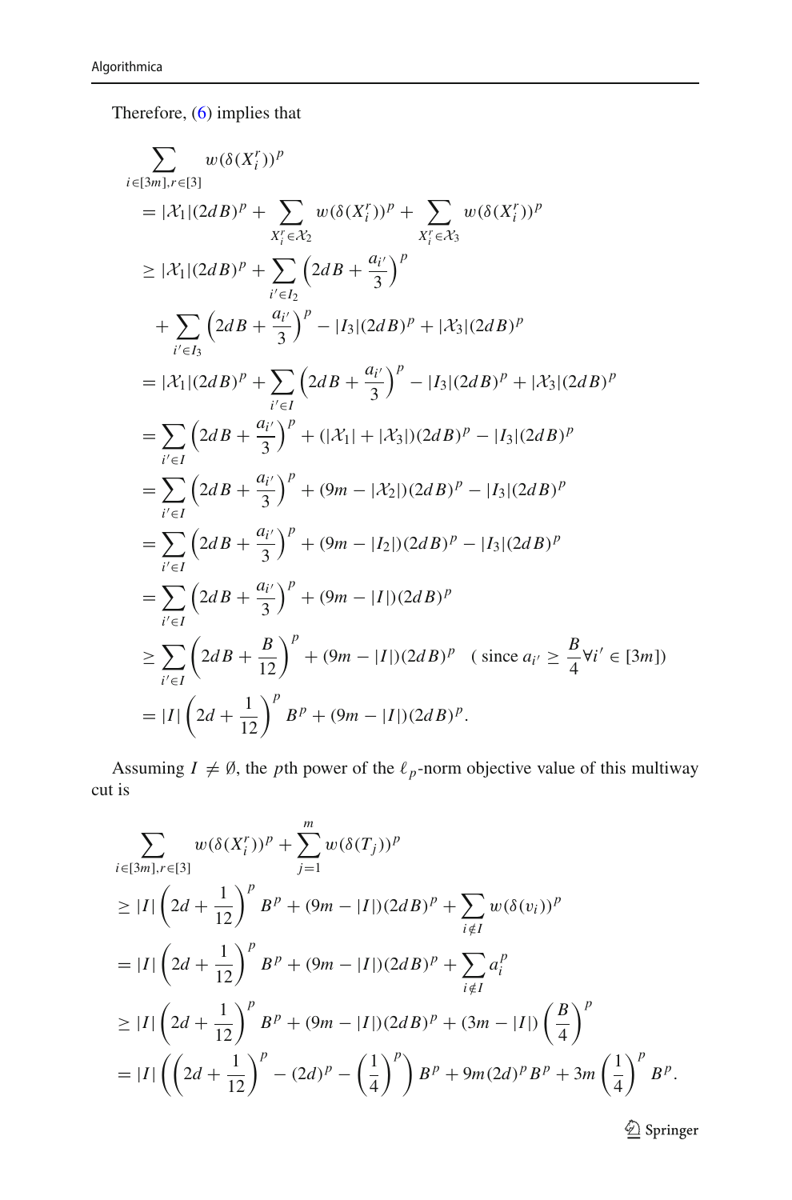Therefore, (6) implies that

$$
\begin{aligned}
&\sum_{i\in[3m],r\in[3]} w(\delta(X_i^r))^p \\
&= |\mathcal{X}_1|(2dB)^p + \sum_{X_i^r\in\mathcal{X}_2} w(\delta(X_i^r))^p + \sum_{X_i^r\in\mathcal{X}_3} w(\delta(X_i^r))^p \\
&\geq |\mathcal{X}_1|(2dB)^p + \sum_{i'\in I_2}\left(2dB+\frac{a_{i'}}{3}\right)^p \\
&\quad + \sum_{i'\in I_3}\left(2dB+\frac{a_{i'}}{3}\right)^p - |I_3|(2dB)^p + |\mathcal{X}_3|(2dB)^p \\
&= |\mathcal{X}_1|(2dB)^p + \sum_{i'\in I}\left(2dB+\frac{a_{i'}}{3}\right)^p - |I_3|(2dB)^p + |\mathcal{X}_3|(2dB)^p \\
&= \sum_{i'\in I}\left(2dB+\frac{a_{i'}}{3}\right)^p + (|\mathcal{X}_1|+|\mathcal{X}_3|)(2dB)^p - |I_3|(2dB)^p \\
&= \sum_{i'\in I}\left(2dB+\frac{a_{i'}}{3}\right)^p + (9m-|\mathcal{X}_2|)(2dB)^p - |I_3|(2dB)^p \\
&= \sum_{i'\in I}\left(2dB+\frac{a_{i'}}{3}\right)^p + (9m-|I_2|)(2dB)^p - |I_3|(2dB)^p \\
&= \sum_{i'\in I}\left(2dB+\frac{a_{i'}}{3}\right)^p + (9m-|I|)(2dB)^p \\
&\geq \sum_{i'\in I}\left(2dB+\frac{B}{12}\right)^p + (9m-|I|)(2dB)^p \quad \left(\text{ since } a_{i'}\geq \frac{B}{4}\forall i'\in[3m]\right) \\
&= |I|\left(2d+\frac{1}{12}\right)^p B^p + (9m-|I|)(2dB)^p.
\end{aligned}
$$

Assuming $I \neq \emptyset$, the $p$th power of the $\ell_p$-norm objective value of this multiway cut is

$$
\begin{aligned}
&\sum_{i\in[3m],r\in[3]} w(\delta(X_i^r))^p + \sum_{j=1}^{m} w(\delta(T_j))^p \\
&\geq |I|\left(2d+\frac{1}{12}\right)^p B^p + (9m-|I|)(2dB)^p + \sum_{i\notin I} w(\delta(v_i))^p \\
&= |I|\left(2d+\frac{1}{12}\right)^p B^p + (9m-|I|)(2dB)^p + \sum_{i\notin I} a_i^p \\
&\geq |I|\left(2d+\frac{1}{12}\right)^p B^p + (9m-|I|)(2dB)^p + (3m-|I|)\left(\frac{B}{4}\right)^p \\
&= |I|\left(\left(2d+\frac{1}{12}\right)^p - (2d)^p - \left(\frac{1}{4}\right)^p\right)B^p + 9m(2d)^p B^p + 3m\left(\frac{1}{4}\right)^p B^p.
\end{aligned}
$$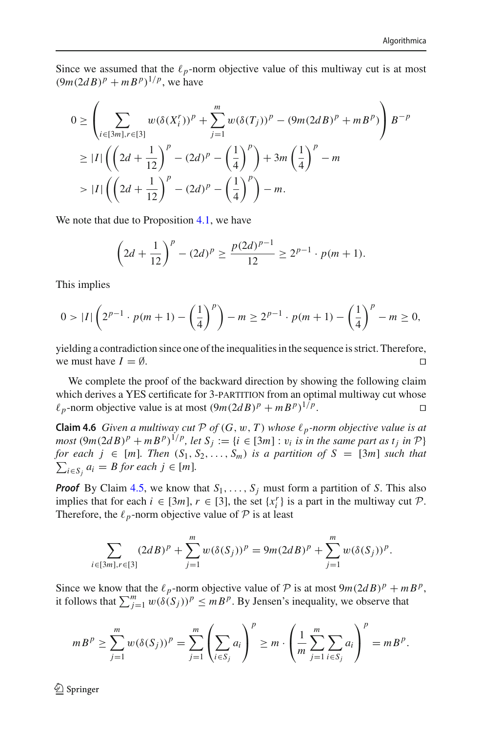Since we assumed that the $\ell_p$-norm objective value of this multiway cut is at most $(9m(2dB)^p + mB^p)^{1/p}$, we have

$$
\begin{aligned}
0 &\geq \left( \sum_{i \in [3m], r \in [3]} w(\delta(X_i^r))^p + \sum_{j=1}^{m} w(\delta(T_j))^p - (9m(2dB)^p + mB^p) \right) B^{-p} \\
&\geq |I| \left( \left(2d + \frac{1}{12}\right)^p - (2d)^p - \left(\frac{1}{4}\right)^p \right) + 3m \left(\frac{1}{4}\right)^p - m \\
&> |I| \left( \left(2d + \frac{1}{12}\right)^p - (2d)^p - \left(\frac{1}{4}\right)^p \right) - m.
\end{aligned}
$$

We note that due to Proposition 4.1, we have

$$
\left(2d + \frac{1}{12}\right)^p - (2d)^p \geq \frac{p(2d)^{p-1}}{12} \geq 2^{p-1} \cdot p(m+1).
$$

This implies

$$
0 > |I| \left( 2^{p-1} \cdot p(m+1) - \left(\frac{1}{4}\right)^p \right) - m \geq 2^{p-1} \cdot p(m+1) - \left(\frac{1}{4}\right)^p - m \geq 0,
$$

yielding a contradiction since one of the inequalities in the sequence is strict. Therefore, we must have $I = \emptyset$. □

We complete the proof of the backward direction by showing the following claim which derives a YES certificate for 3-PARTITION from an optimal multiway cut whose $\ell_p$-norm objective value is at most $(9m(2dB)^p + mB^p)^{1/p}$. □

**Claim 4.6** *Given a multiway cut $\mathcal{P}$ of $(G, w, T)$ whose $\ell_p$-norm objective value is at most $(9m(2dB)^p + mB^p)^{1/p}$, let $S_j := \{i \in [3m] : v_i$ is in the same part as $t_j$ in $\mathcal{P}\}$ for each $j \in [m]$. Then $(S_1, S_2, \ldots, S_m)$ is a partition of $S = [3m]$ such that $\sum_{i \in S_j} a_i = B$ for each $j \in [m]$.*

***Proof*** By Claim 4.5, we know that $S_1, \ldots, S_j$ must form a partition of $S$. This also implies that for each $i \in [3m]$, $r \in [3]$, the set $\{x_i^r\}$ is a part in the multiway cut $\mathcal{P}$. Therefore, the $\ell_p$-norm objective value of $\mathcal{P}$ is at least

$$
\sum_{i \in [3m], r \in [3]} (2dB)^p + \sum_{j=1}^{m} w(\delta(S_j))^p = 9m(2dB)^p + \sum_{j=1}^{m} w(\delta(S_j))^p.
$$

Since we know that the $\ell_p$-norm objective value of $\mathcal{P}$ is at most $9m(2dB)^p + mB^p$, it follows that $\sum_{j=1}^{m} w(\delta(S_j))^p \leq mB^p$. By Jensen's inequality, we observe that

$$
mB^p \geq \sum_{j=1}^{m} w(\delta(S_j))^p = \sum_{j=1}^{m} \left( \sum_{i \in S_j} a_i \right)^p \geq m \cdot \left( \frac{1}{m} \sum_{j=1}^{m} \sum_{i \in S_j} a_i \right)^p = mB^p.
$$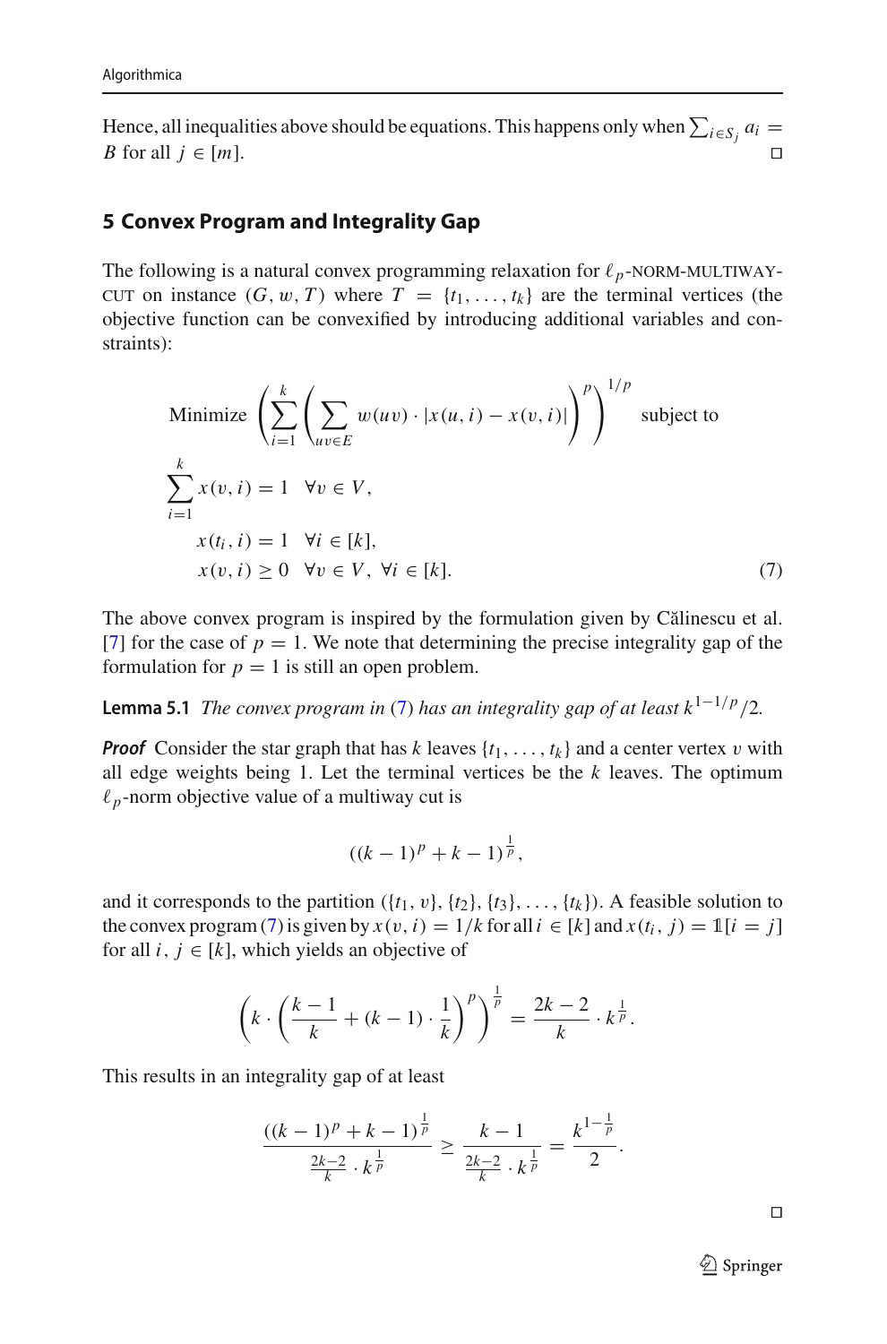Hence, all inequalities above should be equations. This happens only when $\sum_{i \in S_j} a_i = B$ for all $j \in [m]$. ◻

## 5 Convex Program and Integrality Gap

The following is a natural convex programming relaxation for $\ell_p$-NORM-MULTIWAY-CUT on instance $(G, w, T)$ where $T = \{t_1, \ldots, t_k\}$ are the terminal vertices (the objective function can be convexified by introducing additional variables and constraints):

$$
\begin{aligned}
&\text{Minimize } \left( \sum_{i=1}^{k} \left( \sum_{uv \in E} w(uv) \cdot |x(u,i) - x(v,i)| \right)^p \right)^{1/p} \text{ subject to} \\
&\sum_{i=1}^{k} x(v,i) = 1 \quad \forall v \in V, \\
&\quad x(t_i, i) = 1 \quad \forall i \in [k], \\
&\quad x(v,i) \geq 0 \quad \forall v \in V, \ \forall i \in [k].
\end{aligned} \tag{7}
$$

The above convex program is inspired by the formulation given by Călinescu et al. [7] for the case of $p = 1$. We note that determining the precise integrality gap of the formulation for $p = 1$ is still an open problem.

**Lemma 5.1** *The convex program in (7) has an integrality gap of at least $k^{1-1/p}/2$.*

***Proof*** Consider the star graph that has $k$ leaves $\{t_1, \ldots, t_k\}$ and a center vertex $v$ with all edge weights being 1. Let the terminal vertices be the $k$ leaves. The optimum $\ell_p$-norm objective value of a multiway cut is

$$
((k-1)^p + k - 1)^{\frac{1}{p}},
$$

and it corresponds to the partition $(\{t_1, v\}, \{t_2\}, \{t_3\}, \ldots, \{t_k\})$. A feasible solution to the convex program (7) is given by $x(v,i) = 1/k$ for all $i \in [k]$ and $x(t_i, j) = \mathbb{1}[i = j]$ for all $i, j \in [k]$, which yields an objective of

$$
\left( k \cdot \left( \frac{k-1}{k} + (k-1) \cdot \frac{1}{k} \right)^p \right)^{\frac{1}{p}} = \frac{2k-2}{k} \cdot k^{\frac{1}{p}}.
$$

This results in an integrality gap of at least

$$
\frac{((k-1)^p + k - 1)^{\frac{1}{p}}}{\frac{2k-2}{k} \cdot k^{\frac{1}{p}}} \geq \frac{k-1}{\frac{2k-2}{k} \cdot k^{\frac{1}{p}}} = \frac{k^{1-\frac{1}{p}}}{2}.
$$

◻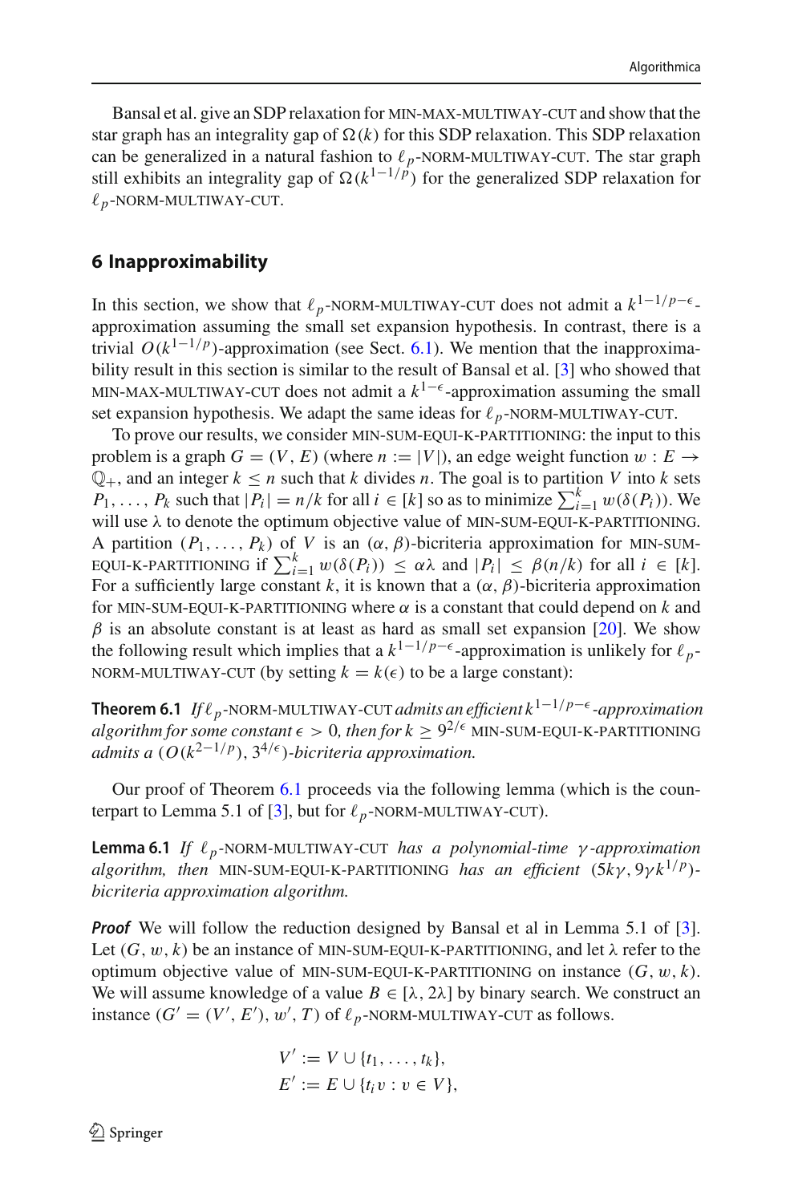Bansal et al. give an SDP relaxation for MIN-MAX-MULTIWAY-CUT and show that the star graph has an integrality gap of $\Omega(k)$ for this SDP relaxation. This SDP relaxation can be generalized in a natural fashion to $\ell_p$-NORM-MULTIWAY-CUT. The star graph still exhibits an integrality gap of $\Omega(k^{1-1/p})$ for the generalized SDP relaxation for $\ell_p$-NORM-MULTIWAY-CUT.

## 6 Inapproximability

In this section, we show that $\ell_p$-NORM-MULTIWAY-CUT does not admit a $k^{1-1/p-\epsilon}$-approximation assuming the small set expansion hypothesis. In contrast, there is a trivial $O(k^{1-1/p})$-approximation (see Sect. 6.1). We mention that the inapproximability result in this section is similar to the result of Bansal et al. [3] who showed that MIN-MAX-MULTIWAY-CUT does not admit a $k^{1-\epsilon}$-approximation assuming the small set expansion hypothesis. We adapt the same ideas for $\ell_p$-NORM-MULTIWAY-CUT.

To prove our results, we consider MIN-SUM-EQUI-K-PARTITIONING: the input to this problem is a graph $G = (V, E)$ (where $n := |V|$), an edge weight function $w : E \rightarrow \mathbb{Q}_+$, and an integer $k \leq n$ such that $k$ divides $n$. The goal is to partition $V$ into $k$ sets $P_1, \ldots, P_k$ such that $|P_i| = n/k$ for all $i \in [k]$ so as to minimize $\sum_{i=1}^{k} w(\delta(P_i))$. We will use $\lambda$ to denote the optimum objective value of MIN-SUM-EQUI-K-PARTITIONING. A partition $(P_1, \ldots, P_k)$ of $V$ is an $(\alpha, \beta)$-bicriteria approximation for MIN-SUM-EQUI-K-PARTITIONING if $\sum_{i=1}^{k} w(\delta(P_i)) \leq \alpha\lambda$ and $|P_i| \leq \beta(n/k)$ for all $i \in [k]$. For a sufficiently large constant $k$, it is known that a $(\alpha, \beta)$-bicriteria approximation for MIN-SUM-EQUI-K-PARTITIONING where $\alpha$ is a constant that could depend on $k$ and $\beta$ is an absolute constant is at least as hard as small set expansion [20]. We show the following result which implies that a $k^{1-1/p-\epsilon}$-approximation is unlikely for $\ell_p$-NORM-MULTIWAY-CUT (by setting $k = k(\epsilon)$ to be a large constant):

**Theorem 6.1** *If $\ell_p$-NORM-MULTIWAY-CUT admits an efficient $k^{1-1/p-\epsilon}$-approximation algorithm for some constant $\epsilon > 0$, then for $k \geq 9^{2/\epsilon}$ MIN-SUM-EQUI-K-PARTITIONING admits a $(O(k^{2-1/p}), 3^{4/\epsilon})$-bicriteria approximation.*

Our proof of Theorem 6.1 proceeds via the following lemma (which is the counterpart to Lemma 5.1 of [3], but for $\ell_p$-NORM-MULTIWAY-CUT).

**Lemma 6.1** *If $\ell_p$-NORM-MULTIWAY-CUT has a polynomial-time $\gamma$-approximation algorithm, then MIN-SUM-EQUI-K-PARTITIONING has an efficient $(5k\gamma, 9\gamma k^{1/p})$-bicriteria approximation algorithm.*

***Proof*** We will follow the reduction designed by Bansal et al in Lemma 5.1 of [3]. Let $(G, w, k)$ be an instance of MIN-SUM-EQUI-K-PARTITIONING, and let $\lambda$ refer to the optimum objective value of MIN-SUM-EQUI-K-PARTITIONING on instance $(G, w, k)$. We will assume knowledge of a value $B \in [\lambda, 2\lambda]$ by binary search. We construct an instance $(G' = (V', E'), w', T)$ of $\ell_p$-NORM-MULTIWAY-CUT as follows.

$$V' := V \cup \{t_1, \ldots, t_k\},$$
$$E' := E \cup \{t_i v : v \in V\},$$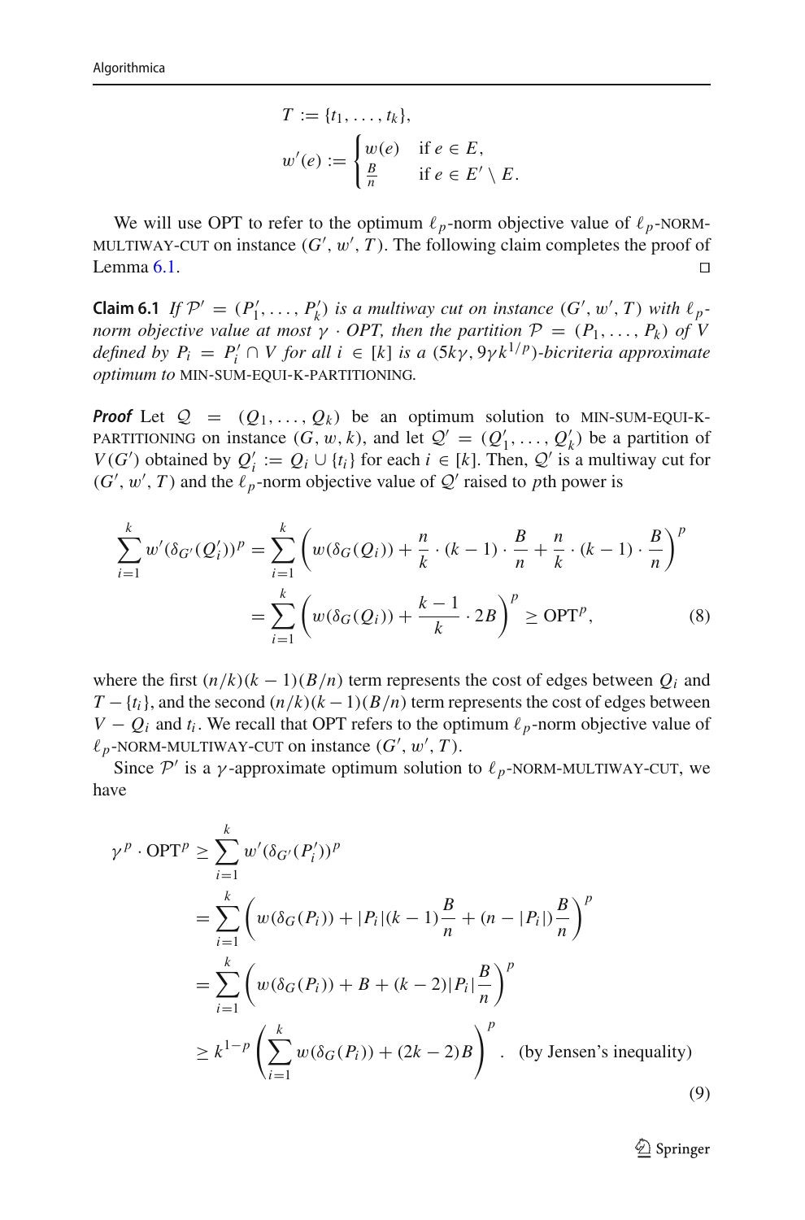$$T := \{t_1, \ldots, t_k\},$$

$$w'(e) := \begin{cases} w(e) & \text{if } e \in E, \\ \frac{B}{n} & \text{if } e \in E' \setminus E. \end{cases}$$

We will use OPT to refer to the optimum $\ell_p$-norm objective value of $\ell_p$-NORM-MULTIWAY-CUT on instance $(G', w', T)$. The following claim completes the proof of Lemma 6.1. □

**Claim 6.1** *If $\mathcal{P}' = (P'_1, \ldots, P'_k)$ is a multiway cut on instance $(G', w', T)$ with $\ell_p$-norm objective value at most $\gamma \cdot OPT$, then the partition $\mathcal{P} = (P_1, \ldots, P_k)$ of $V$ defined by $P_i = P'_i \cap V$ for all $i \in [k]$ is a $(5k\gamma, 9\gamma k^{1/p})$-bicriteria approximate optimum to* MIN-SUM-EQUI-K-PARTITIONING.

***Proof*** Let $\mathcal{Q} = (Q_1, \ldots, Q_k)$ be an optimum solution to MIN-SUM-EQUI-K-PARTITIONING on instance $(G, w, k)$, and let $\mathcal{Q}' = (Q'_1, \ldots, Q'_k)$ be a partition of $V(G')$ obtained by $Q'_i := Q_i \cup \{t_i\}$ for each $i \in [k]$. Then, $\mathcal{Q}'$ is a multiway cut for $(G', w', T)$ and the $\ell_p$-norm objective value of $\mathcal{Q}'$ raised to $p$th power is

$$\begin{aligned}
\sum_{i=1}^{k} w'(\delta_{G'}(Q'_i))^p &= \sum_{i=1}^{k} \left( w(\delta_G(Q_i)) + \frac{n}{k} \cdot (k-1) \cdot \frac{B}{n} + \frac{n}{k} \cdot (k-1) \cdot \frac{B}{n} \right)^p \\
&= \sum_{i=1}^{k} \left( w(\delta_G(Q_i)) + \frac{k-1}{k} \cdot 2B \right)^p \geq \text{OPT}^p, \qquad (8)
\end{aligned}$$

where the first $(n/k)(k-1)(B/n)$ term represents the cost of edges between $Q_i$ and $T - \{t_i\}$, and the second $(n/k)(k-1)(B/n)$ term represents the cost of edges between $V - Q_i$ and $t_i$. We recall that OPT refers to the optimum $\ell_p$-norm objective value of $\ell_p$-NORM-MULTIWAY-CUT on instance $(G', w', T)$.

Since $\mathcal{P}'$ is a $\gamma$-approximate optimum solution to $\ell_p$-NORM-MULTIWAY-CUT, we have

$$\begin{aligned}
\gamma^p \cdot \text{OPT}^p &\geq \sum_{i=1}^{k} w'(\delta_{G'}(P'_i))^p \\
&= \sum_{i=1}^{k} \left( w(\delta_G(P_i)) + |P_i|(k-1)\frac{B}{n} + (n - |P_i|)\frac{B}{n} \right)^p \\
&= \sum_{i=1}^{k} \left( w(\delta_G(P_i)) + B + (k-2)|P_i|\frac{B}{n} \right)^p \\
&\geq k^{1-p} \left( \sum_{i=1}^{k} w(\delta_G(P_i)) + (2k-2)B \right)^p. \quad \text{(by Jensen's inequality)}
\end{aligned} \qquad (9)$$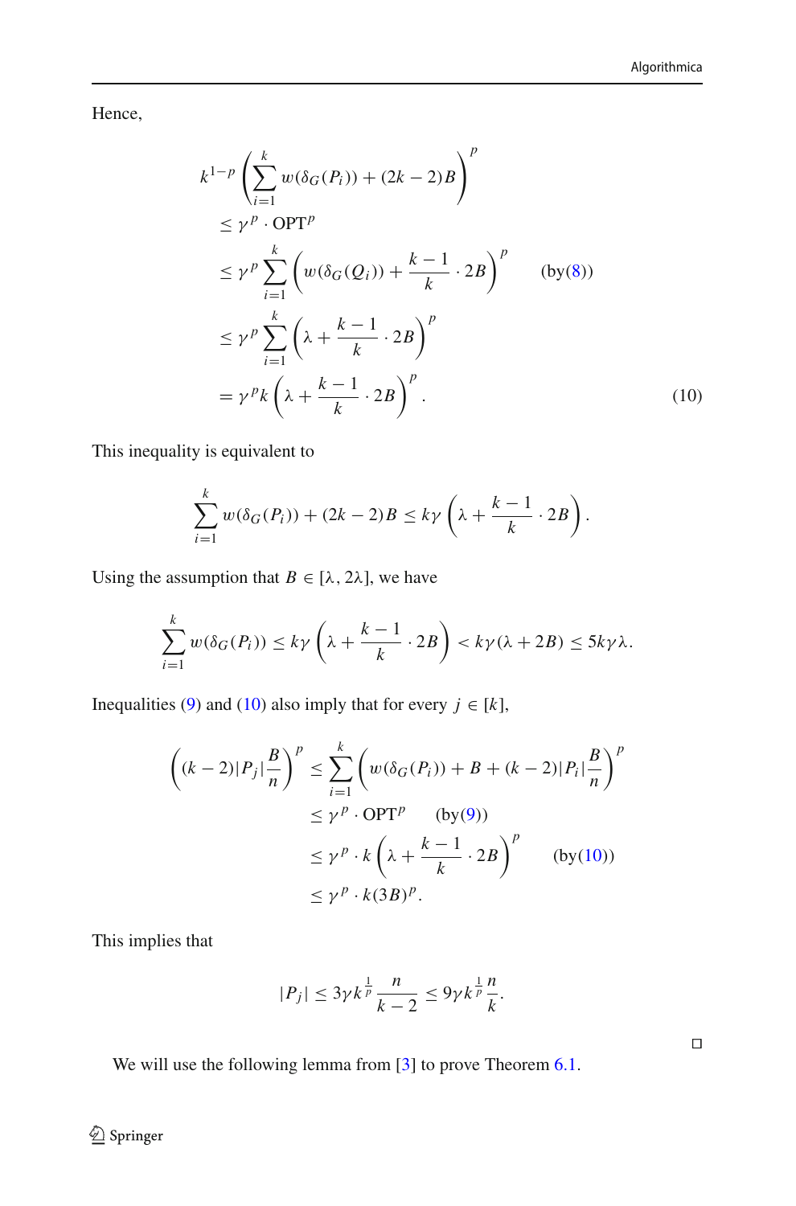Hence,

$$
\begin{aligned}
&k^{1-p}\left(\sum_{i=1}^{k} w(\delta_G(P_i)) + (2k-2)B\right)^p \\
&\leq \gamma^p \cdot \mathrm{OPT}^p \\
&\leq \gamma^p \sum_{i=1}^{k}\left(w(\delta_G(Q_i)) + \frac{k-1}{k}\cdot 2B\right)^p \qquad \text{(by (8))} \\
&\leq \gamma^p \sum_{i=1}^{k}\left(\lambda + \frac{k-1}{k}\cdot 2B\right)^p \\
&= \gamma^p k\left(\lambda + \frac{k-1}{k}\cdot 2B\right)^p. \qquad (10)
\end{aligned}
$$

This inequality is equivalent to

$$
\sum_{i=1}^{k} w(\delta_G(P_i)) + (2k-2)B \leq k\gamma\left(\lambda + \frac{k-1}{k}\cdot 2B\right).
$$

Using the assumption that $B \in [\lambda, 2\lambda]$, we have

$$
\sum_{i=1}^{k} w(\delta_G(P_i)) \leq k\gamma\left(\lambda + \frac{k-1}{k}\cdot 2B\right) < k\gamma(\lambda + 2B) \leq 5k\gamma\lambda.
$$

Inequalities (9) and (10) also imply that for every $j \in [k]$,

$$
\begin{aligned}
\left((k-2)|P_j|\frac{B}{n}\right)^p &\leq \sum_{i=1}^{k}\left(w(\delta_G(P_i)) + B + (k-2)|P_i|\frac{B}{n}\right)^p \\
&\leq \gamma^p \cdot \mathrm{OPT}^p \qquad \text{(by (9))} \\
&\leq \gamma^p \cdot k\left(\lambda + \frac{k-1}{k}\cdot 2B\right)^p \qquad \text{(by (10))} \\
&\leq \gamma^p \cdot k(3B)^p.
\end{aligned}
$$

This implies that

$$
|P_j| \leq 3\gamma k^{\frac{1}{p}}\frac{n}{k-2} \leq 9\gamma k^{\frac{1}{p}}\frac{n}{k}.
$$

□

We will use the following lemma from [3] to prove Theorem 6.1.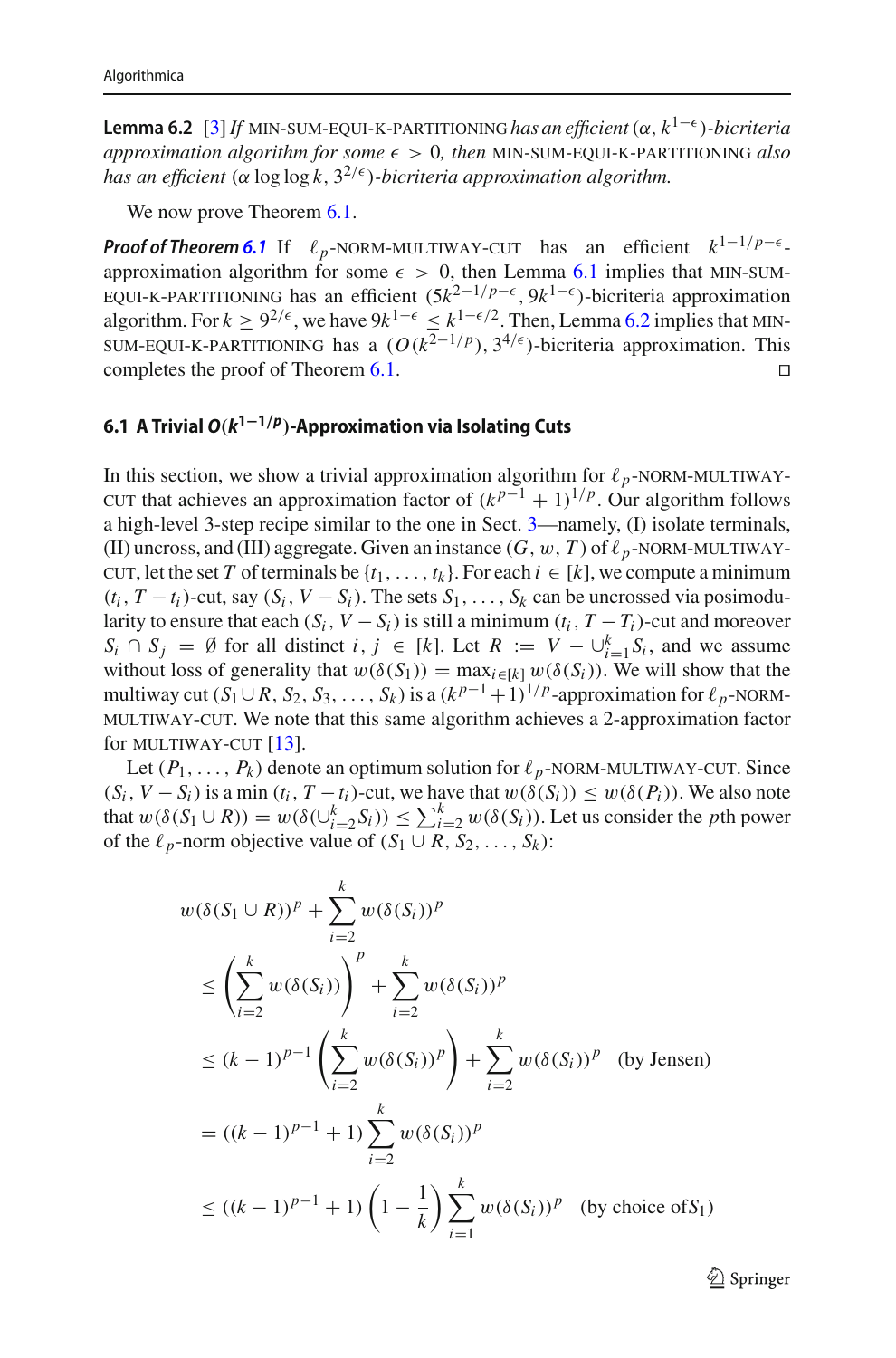**Lemma 6.2** [3] *If* MIN-SUM-EQUI-K-PARTITIONING *has an efficient* $(\alpha, k^{1-\epsilon})$*-bicriteria approximation algorithm for some* $\epsilon > 0$*, then* MIN-SUM-EQUI-K-PARTITIONING *also has an efficient* $(\alpha \log\log k, 3^{2/\epsilon})$*-bicriteria approximation algorithm.*

We now prove Theorem 6.1.

***Proof of Theorem 6.1*** If $\ell_p$-NORM-MULTIWAY-CUT has an efficient $k^{1-1/p-\epsilon}$-approximation algorithm for some $\epsilon > 0$, then Lemma 6.1 implies that MIN-SUM-EQUI-K-PARTITIONING has an efficient $(5k^{2-1/p-\epsilon}, 9k^{1-\epsilon})$-bicriteria approximation algorithm. For $k \geq 9^{2/\epsilon}$, we have $9k^{1-\epsilon} \leq k^{1-\epsilon/2}$. Then, Lemma 6.2 implies that MIN-SUM-EQUI-K-PARTITIONING has a $(O(k^{2-1/p}), 3^{4/\epsilon})$-bicriteria approximation. This completes the proof of Theorem 6.1. □

### 6.1 A Trivial $O(k^{1-1/p})$-Approximation via Isolating Cuts

In this section, we show a trivial approximation algorithm for $\ell_p$-NORM-MULTIWAY-CUT that achieves an approximation factor of $(k^{p-1}+1)^{1/p}$. Our algorithm follows a high-level 3-step recipe similar to the one in Sect. 3—namely, (I) isolate terminals, (II) uncross, and (III) aggregate. Given an instance $(G, w, T)$ of $\ell_p$-NORM-MULTIWAY-CUT, let the set $T$ of terminals be $\{t_1, \ldots, t_k\}$. For each $i \in [k]$, we compute a minimum $(t_i, T - t_i)$-cut, say $(S_i, V - S_i)$. The sets $S_1, \ldots, S_k$ can be uncrossed via posimodularity to ensure that each $(S_i, V - S_i)$ is still a minimum $(t_i, T - T_i)$-cut and moreover $S_i \cap S_j = \emptyset$ for all distinct $i, j \in [k]$. Let $R := V - \cup_{i=1}^{k} S_i$, and we assume without loss of generality that $w(\delta(S_1)) = \max_{i \in [k]} w(\delta(S_i))$. We will show that the multiway cut $(S_1 \cup R, S_2, S_3, \ldots, S_k)$ is a $(k^{p-1}+1)^{1/p}$-approximation for $\ell_p$-NORM-MULTIWAY-CUT. We note that this same algorithm achieves a 2-approximation factor for MULTIWAY-CUT [13].

Let $(P_1, \ldots, P_k)$ denote an optimum solution for $\ell_p$-NORM-MULTIWAY-CUT. Since $(S_i, V - S_i)$ is a min $(t_i, T - t_i)$-cut, we have that $w(\delta(S_i)) \leq w(\delta(P_i))$. We also note that $w(\delta(S_1 \cup R)) = w(\delta(\cup_{i=2}^{k} S_i)) \leq \sum_{i=2}^{k} w(\delta(S_i))$. Let us consider the $p$th power of the $\ell_p$-norm objective value of $(S_1 \cup R, S_2, \ldots, S_k)$:

$$
\begin{aligned}
& w(\delta(S_1 \cup R))^p + \sum_{i=2}^{k} w(\delta(S_i))^p \\
& \leq \left(\sum_{i=2}^{k} w(\delta(S_i))\right)^p + \sum_{i=2}^{k} w(\delta(S_i))^p \\
& \leq (k-1)^{p-1}\left(\sum_{i=2}^{k} w(\delta(S_i))^p\right) + \sum_{i=2}^{k} w(\delta(S_i))^p \quad \text{(by Jensen)} \\
& = ((k-1)^{p-1}+1)\sum_{i=2}^{k} w(\delta(S_i))^p \\
& \leq ((k-1)^{p-1}+1)\left(1 - \frac{1}{k}\right)\sum_{i=1}^{k} w(\delta(S_i))^p \quad \text{(by choice of} S_1\text{)}
\end{aligned}
$$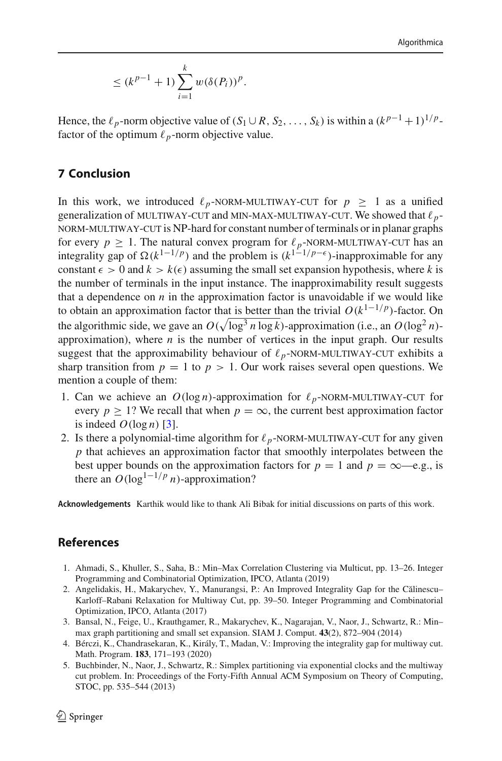$$\leq (k^{p-1}+1)\sum_{i=1}^{k} w(\delta(P_i))^p.$$

Hence, the $\ell_p$-norm objective value of $(S_1 \cup R, S_2, \ldots, S_k)$ is within a $(k^{p-1}+1)^{1/p}$-factor of the optimum $\ell_p$-norm objective value.

## 7 Conclusion

In this work, we introduced $\ell_p$-NORM-MULTIWAY-CUT for $p \geq 1$ as a unified generalization of MULTIWAY-CUT and MIN-MAX-MULTIWAY-CUT. We showed that $\ell_p$-NORM-MULTIWAY-CUT is NP-hard for constant number of terminals or in planar graphs for every $p \geq 1$. The natural convex program for $\ell_p$-NORM-MULTIWAY-CUT has an integrality gap of $\Omega(k^{1-1/p})$ and the problem is $(k^{1-1/p-\epsilon})$-inapproximable for any constant $\epsilon > 0$ and $k > k(\epsilon)$ assuming the small set expansion hypothesis, where $k$ is the number of terminals in the input instance. The inapproximability result suggests that a dependence on $n$ in the approximation factor is unavoidable if we would like to obtain an approximation factor that is better than the trivial $O(k^{1-1/p})$-factor. On the algorithmic side, we gave an $O(\sqrt{\log^3 n \log k})$-approximation (i.e., an $O(\log^2 n)$-approximation), where $n$ is the number of vertices in the input graph. Our results suggest that the approximability behaviour of $\ell_p$-NORM-MULTIWAY-CUT exhibits a sharp transition from $p = 1$ to $p > 1$. Our work raises several open questions. We mention a couple of them:

1. Can we achieve an $O(\log n)$-approximation for $\ell_p$-NORM-MULTIWAY-CUT for every $p \geq 1$? We recall that when $p = \infty$, the current best approximation factor is indeed $O(\log n)$ [3].
2. Is there a polynomial-time algorithm for $\ell_p$-NORM-MULTIWAY-CUT for any given $p$ that achieves an approximation factor that smoothly interpolates between the best upper bounds on the approximation factors for $p = 1$ and $p = \infty$—e.g., is there an $O(\log^{1-1/p} n)$-approximation?

**Acknowledgements** Karthik would like to thank Ali Bibak for initial discussions on parts of this work.

## References

1. Ahmadi, S., Khuller, S., Saha, B.: Min–Max Correlation Clustering via Multicut, pp. 13–26. Integer Programming and Combinatorial Optimization, IPCO, Atlanta (2019)
2. Angelidakis, H., Makarychev, Y., Manurangsi, P.: An Improved Integrality Gap for the Călinescu–Karloff–Rabani Relaxation for Multiway Cut, pp. 39–50. Integer Programming and Combinatorial Optimization, IPCO, Atlanta (2017)
3. Bansal, N., Feige, U., Krauthgamer, R., Makarychev, K., Nagarajan, V., Naor, J., Schwartz, R.: Min–max graph partitioning and small set expansion. SIAM J. Comput. **43**(2), 872–904 (2014)
4. Bérczi, K., Chandrasekaran, K., Király, T., Madan, V.: Improving the integrality gap for multiway cut. Math. Program. **183**, 171–193 (2020)
5. Buchbinder, N., Naor, J., Schwartz, R.: Simplex partitioning via exponential clocks and the multiway cut problem. In: Proceedings of the Forty-Fifth Annual ACM Symposium on Theory of Computing, STOC, pp. 535–544 (2013)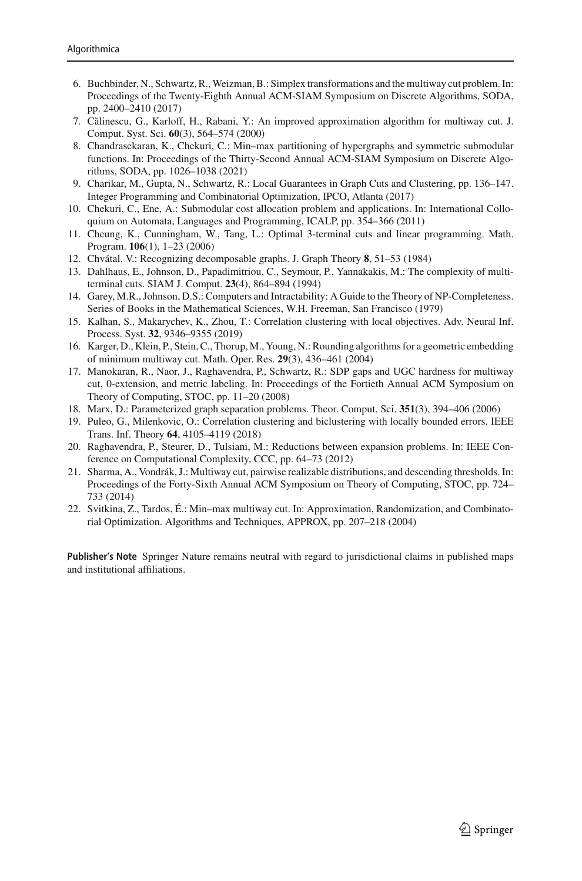6. Buchbinder, N., Schwartz, R., Weizman, B.: Simplex transformations and the multiway cut problem. In: Proceedings of the Twenty-Eighth Annual ACM-SIAM Symposium on Discrete Algorithms, SODA, pp. 2400–2410 (2017)
7. Călinescu, G., Karloff, H., Rabani, Y.: An improved approximation algorithm for multiway cut. J. Comput. Syst. Sci. **60**(3), 564–574 (2000)
8. Chandrasekaran, K., Chekuri, C.: Min–max partitioning of hypergraphs and symmetric submodular functions. In: Proceedings of the Thirty-Second Annual ACM-SIAM Symposium on Discrete Algorithms, SODA, pp. 1026–1038 (2021)
9. Charikar, M., Gupta, N., Schwartz, R.: Local Guarantees in Graph Cuts and Clustering, pp. 136–147. Integer Programming and Combinatorial Optimization, IPCO, Atlanta (2017)
10. Chekuri, C., Ene, A.: Submodular cost allocation problem and applications. In: International Colloquium on Automata, Languages and Programming, ICALP, pp. 354–366 (2011)
11. Cheung, K., Cunningham, W., Tang, L.: Optimal 3-terminal cuts and linear programming. Math. Program. **106**(1), 1–23 (2006)
12. Chvátal, V.: Recognizing decomposable graphs. J. Graph Theory **8**, 51–53 (1984)
13. Dahlhaus, E., Johnson, D., Papadimitriou, C., Seymour, P., Yannakakis, M.: The complexity of multiterminal cuts. SIAM J. Comput. **23**(4), 864–894 (1994)
14. Garey, M.R., Johnson, D.S.: Computers and Intractability: A Guide to the Theory of NP-Completeness. Series of Books in the Mathematical Sciences, W.H. Freeman, San Francisco (1979)
15. Kalhan, S., Makarychev, K., Zhou, T.: Correlation clustering with local objectives. Adv. Neural Inf. Process. Syst. **32**, 9346–9355 (2019)
16. Karger, D., Klein, P., Stein, C., Thorup, M., Young, N.: Rounding algorithms for a geometric embedding of minimum multiway cut. Math. Oper. Res. **29**(3), 436–461 (2004)
17. Manokaran, R., Naor, J., Raghavendra, P., Schwartz, R.: SDP gaps and UGC hardness for multiway cut, 0-extension, and metric labeling. In: Proceedings of the Fortieth Annual ACM Symposium on Theory of Computing, STOC, pp. 11–20 (2008)
18. Marx, D.: Parameterized graph separation problems. Theor. Comput. Sci. **351**(3), 394–406 (2006)
19. Puleo, G., Milenkovic, O.: Correlation clustering and biclustering with locally bounded errors. IEEE Trans. Inf. Theory **64**, 4105–4119 (2018)
20. Raghavendra, P., Steurer, D., Tulsiani, M.: Reductions between expansion problems. In: IEEE Conference on Computational Complexity, CCC, pp. 64–73 (2012)
21. Sharma, A., Vondrák, J.: Multiway cut, pairwise realizable distributions, and descending thresholds. In: Proceedings of the Forty-Sixth Annual ACM Symposium on Theory of Computing, STOC, pp. 724–733 (2014)
22. Svitkina, Z., Tardos, É.: Min–max multiway cut. In: Approximation, Randomization, and Combinatorial Optimization. Algorithms and Techniques, APPROX, pp. 207–218 (2004)

**Publisher's Note** Springer Nature remains neutral with regard to jurisdictional claims in published maps and institutional affiliations.